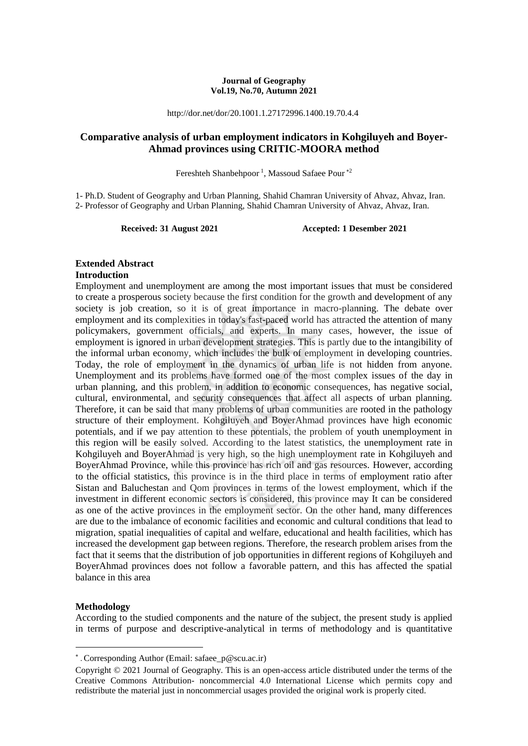**Journal of Geography**
**Vol.19, No.70, Autumn 2021**

http://dor.net/dor/20.1001.1.27172996.1400.19.70.4.4

# Comparative analysis of urban employment indicators in Kohgiluyeh and Boyer-Ahmad provinces using CRITIC-MOORA method

Fereshteh Shanbehpoor [1], Massoud Safaee Pour [*2]

1- Ph.D. Student of Geography and Urban Planning, Shahid Chamran University of Ahvaz, Ahvaz, Iran.
2- Professor of Geography and Urban Planning, Shahid Chamran University of Ahvaz, Ahvaz, Iran.

**Received: 31 August 2021** **Accepted: 1 Desember 2021**

## Extended Abstract

### Introduction

Employment and unemployment are among the most important issues that must be considered to create a prosperous society because the first condition for the growth and development of any society is job creation, so it is of great importance in macro-planning. The debate over employment and its complexities in today's fast-paced world has attracted the attention of many policymakers, government officials, and experts. In many cases, however, the issue of employment is ignored in urban development strategies. This is partly due to the intangibility of the informal urban economy, which includes the bulk of employment in developing countries. Today, the role of employment in the dynamics of urban life is not hidden from anyone. Unemployment and its problems have formed one of the most complex issues of the day in urban planning, and this problem, in addition to economic consequences, has negative social, cultural, environmental, and security consequences that affect all aspects of urban planning. Therefore, it can be said that many problems of urban communities are rooted in the pathology structure of their employment. Kohgiluyeh and BoyerAhmad provinces have high economic potentials, and if we pay attention to these potentials, the problem of youth unemployment in this region will be easily solved. According to the latest statistics, the unemployment rate in Kohgiluyeh and BoyerAhmad is very high, so the high unemployment rate in Kohgiluyeh and BoyerAhmad Province, while this province has rich oil and gas resources. However, according to the official statistics, this province is in the third place in terms of employment ratio after Sistan and Baluchestan and Qom provinces in terms of the lowest employment, which if the investment in different economic sectors is considered, this province may It can be considered as one of the active provinces in the employment sector. On the other hand, many differences are due to the imbalance of economic facilities and economic and cultural conditions that lead to migration, spatial inequalities of capital and welfare, educational and health facilities, which has increased the development gap between regions. Therefore, the research problem arises from the fact that it seems that the distribution of job opportunities in different regions of Kohgiluyeh and BoyerAhmad provinces does not follow a favorable pattern, and this has affected the spatial balance in this area

### Methodology

According to the studied components and the nature of the subject, the present study is applied in terms of purpose and descriptive-analytical in terms of methodology and is quantitative

---

[*] . Corresponding Author (Email: safaee_p@scu.ac.ir)

Copyright © 2021 Journal of Geography. This is an open-access article distributed under the terms of the Creative Commons Attribution- noncommercial 4.0 International License which permits copy and redistribute the material just in noncommercial usages provided the original work is properly cited.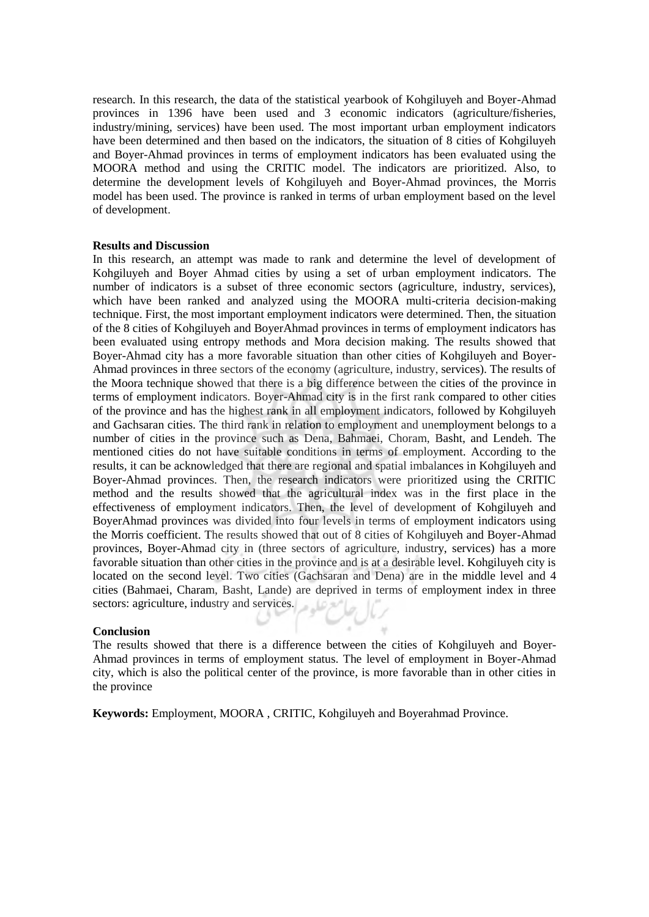research. In this research, the data of the statistical yearbook of Kohgiluyeh and Boyer-Ahmad provinces in 1396 have been used and 3 economic indicators (agriculture/fisheries, industry/mining, services) have been used. The most important urban employment indicators have been determined and then based on the indicators, the situation of 8 cities of Kohgiluyeh and Boyer-Ahmad provinces in terms of employment indicators has been evaluated using the MOORA method and using the CRITIC model. The indicators are prioritized. Also, to determine the development levels of Kohgiluyeh and Boyer-Ahmad provinces, the Morris model has been used. The province is ranked in terms of urban employment based on the level of development.

**Results and Discussion**

In this research, an attempt was made to rank and determine the level of development of Kohgiluyeh and Boyer Ahmad cities by using a set of urban employment indicators. The number of indicators is a subset of three economic sectors (agriculture, industry, services), which have been ranked and analyzed using the MOORA multi-criteria decision-making technique. First, the most important employment indicators were determined. Then, the situation of the 8 cities of Kohgiluyeh and BoyerAhmad provinces in terms of employment indicators has been evaluated using entropy methods and Mora decision making. The results showed that Boyer-Ahmad city has a more favorable situation than other cities of Kohgiluyeh and Boyer-Ahmad provinces in three sectors of the economy (agriculture, industry, services). The results of the Moora technique showed that there is a big difference between the cities of the province in terms of employment indicators. Boyer-Ahmad city is in the first rank compared to other cities of the province and has the highest rank in all employment indicators, followed by Kohgiluyeh and Gachsaran cities. The third rank in relation to employment and unemployment belongs to a number of cities in the province such as Dena, Bahmaei, Choram, Basht, and Lendeh. The mentioned cities do not have suitable conditions in terms of employment. According to the results, it can be acknowledged that there are regional and spatial imbalances in Kohgiluyeh and Boyer-Ahmad provinces. Then, the research indicators were prioritized using the CRITIC method and the results showed that the agricultural index was in the first place in the effectiveness of employment indicators. Then, the level of development of Kohgiluyeh and BoyerAhmad provinces was divided into four levels in terms of employment indicators using the Morris coefficient. The results showed that out of 8 cities of Kohgiluyeh and Boyer-Ahmad provinces, Boyer-Ahmad city in (three sectors of agriculture, industry, services) has a more favorable situation than other cities in the province and is at a desirable level. Kohgiluyeh city is located on the second level. Two cities (Gachsaran and Dena) are in the middle level and 4 cities (Bahmaei, Charam, Basht, Lande) are deprived in terms of employment index in three sectors: agriculture, industry and services.

**Conclusion**

The results showed that there is a difference between the cities of Kohgiluyeh and Boyer-Ahmad provinces in terms of employment status. The level of employment in Boyer-Ahmad city, which is also the political center of the province, is more favorable than in other cities in the province

**Keywords:** Employment, MOORA , CRITIC, Kohgiluyeh and Boyerahmad Province.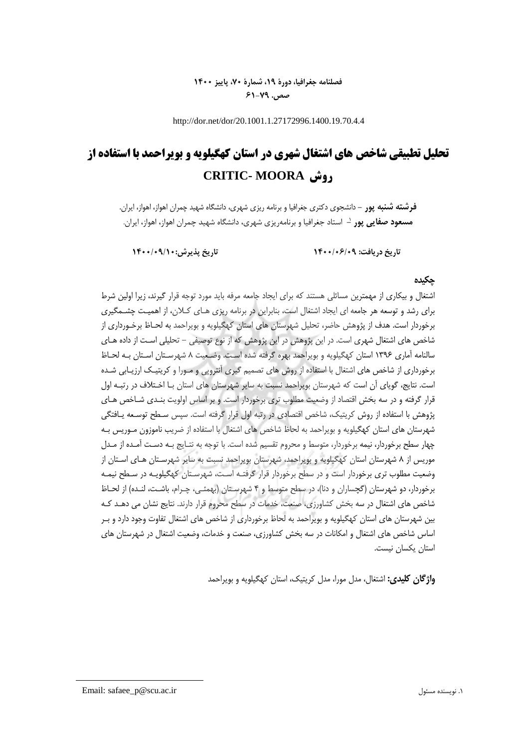http://dor.net/dor/20.1001.1.27172996.1400.19.70.4.4

# تحلیل تطبیقی شاخص های اشتغال شهری در استان کهگیلویه و بویراحمد با استفاده از روش CRITIC- MOORA

**فرشته شنبه پور** – دانشجوی دکتری جغرافیا و برنامه ریزی شهری، دانشگاه شهید چمران اهواز، اهواز، ایران.
**مسعود صفایی پور** [1] استاد جغرافیا و برنامه‌ریزی شهری، دانشگاه شهید چمران اهواز، اهواز، ایران.

**تاریخ دریافت: ۱۴۰۰/۰۶/۰۹** **تاریخ پذیرش:۱۴۰۰/۰۹/۱۰**

## چکیده

اشتغال و بیکاری از مهمترین مسائلی هستند که برای ایجاد جامعه مرفه باید مورد توجه قرار گیرند، زیرا اولین شرط برای رشد و توسعه هر جامعه ای ایجاد اشتغال است، بنابراین در برنامه ریزی های کلان، از اهمیت چشمگیری برخوردار است. هدف از پژوهش حاضر، تحلیل شهرستان های استان کهگیلویه و بویراحمد به لحاظ برخورداری از شاخص های اشتغال شهری است. در این پژوهش که از نوع توصیفی – تحلیلی است از داده های سالنامه آماری ۱۳۹۶ استان کهگیلویه و بویراحمد بهره گرفته شده است. وضعیت ۸ شهرستان استان به لحاظ برخورداری از شاخص های اشتغال با استفاده از روش های تصمیم گیری آنتروپی و مورا و کریتیک ارزیابی شده است. نتایج، گویای آن است که شهرستان بویراحمد نسبت به سایر شهرستان های استان با اختلاف در رتبه اول قرار گرفته و در سه بخش اقتصاد از وضعیت مطلوب تری برخوردار است. و بر اساس اولویت بندی شاخص های پژوهش با استفاده از روش کریتیک، شاخص اقتصادی در رتبه اول قرار گرفته است. سپس سطح توسعه یافتگی شهرستان های استان کهگیلویه و بویراحمد به لحاظ شاخص های اشتغال با استفاده از ضریب ناموزون موریس به چهار سطح برخوردار، نیمه برخوردار، متوسط و محروم تقسیم شده است. با توجه به نتایج به دست آمده از مدل موریس از ۸ شهرستان استان کهگیلویه و بویراحمد، شهرستان بویراحمد نسبت به سایر شهرستان های استان از وضعیت مطلوب تری برخوردار است و در سطح برخوردار قرار گرفته است، شهرستان کهگیلویه در سطح نیمه برخوردار، دو شهرستان (گچساران و دنا)، در سطح متوسط و ۴ شهرستان (بهمئی، چرام، باشت، لنده) از لحاظ شاخص های اشتغال در سه بخش کشاورزی، صنعت، خدمات در سطح محروم قرار دارند. نتایج نشان می دهد که بین شهرستان های استان کهگیلویه و بویراحمد به لحاظ برخورداری از شاخص های اشتغال تفاوت وجود دارد و بر اساس شاخص های اشتغال و امکانات در سه بخش کشاورزی، صنعت و خدمات، وضعیت اشتغال در شهرستان های استان یکسان نیست.

**واژگان کلیدی:** اشتغال، مدل مورا، مدل کریتیک، استان کهگیلویه و بویراحمد

---

[1]. نویسنده مسئول Email: safaee_p@scu.ac.ir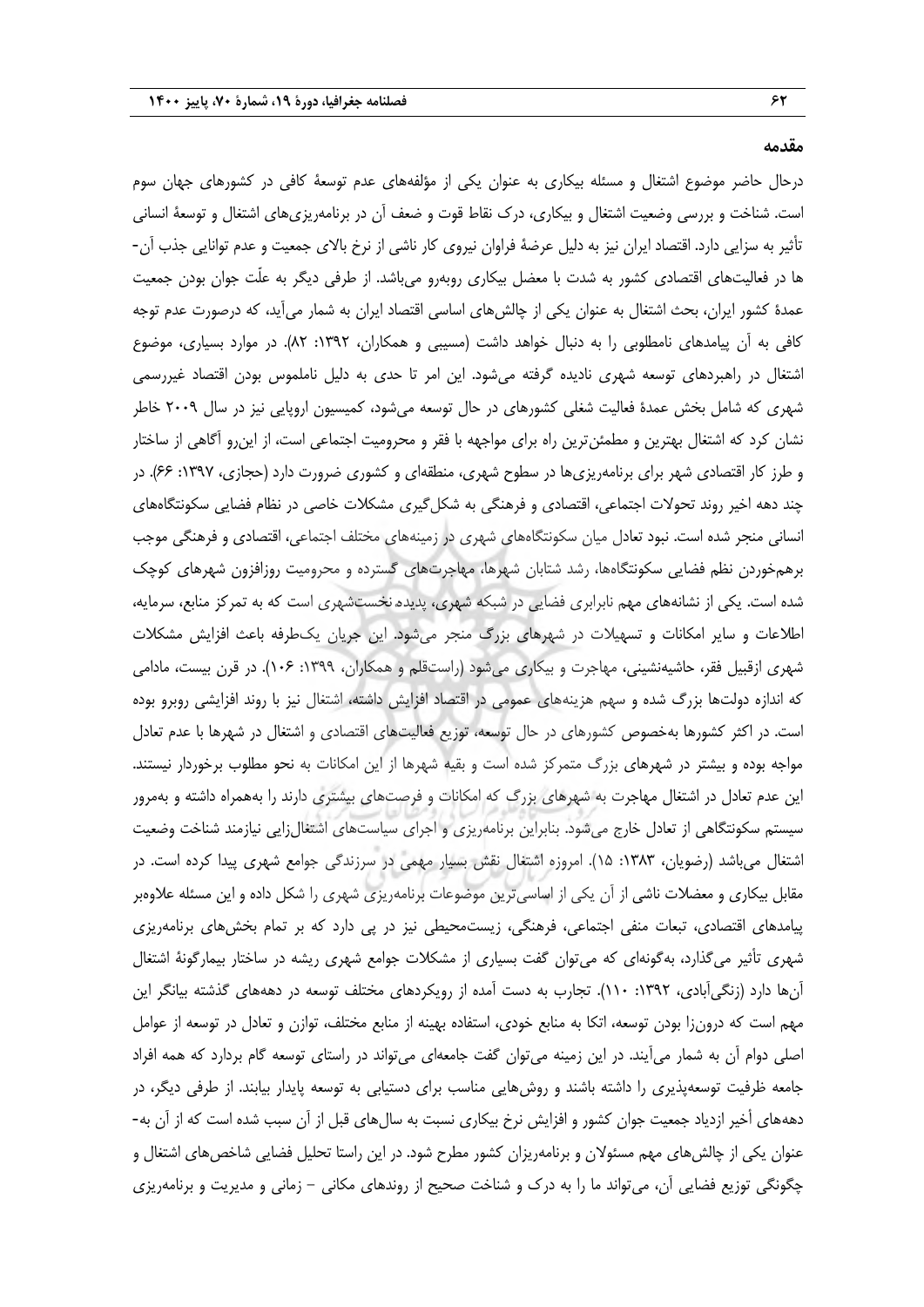## مقدمه

درحال حاضر موضوع اشتغال و مسئله بیکاری به عنوان یکی از مؤلفه‌های عدم توسعهٔ کافی در کشورهای جهان سوم است. شناخت و بررسی وضعیت اشتغال و بیکاری، درک نقاط قوت و ضعف آن در برنامه‌ریزی‌های اشتغال و توسعهٔ انسانی تأثیر به سزایی دارد. اقتصاد ایران نیز به دلیل عرضهٔ فراوان نیروی کار ناشی از نرخ بالای جمعیت و عدم توانایی جذب آن‌ها در فعالیت‌های اقتصادی کشور به شدت با معضل بیکاری روبه‌رو می‌باشد. از طرفی دیگر به علّت جوان بودن جمعیت عمدهٔ کشور ایران، بحث اشتغال به عنوان یکی از چالش‌های اساسی اقتصاد ایران به شمار می‌آید، که درصورت عدم توجه کافی به آن پیامدهای نامطلوبی را به دنبال خواهد داشت (مسیبی و همکاران، ۱۳۹۲: ۸۲). در موارد بسیاری، موضوع اشتغال در راهبردهای توسعه شهری نادیده گرفته می‌شود. این امر تا حدی به دلیل ناملموس بودن اقتصاد غیررسمی شهری که شامل بخش عمدهٔ فعالیت شغلی کشورهای در حال توسعه می‌شود، کمیسیون اروپایی نیز در سال ۲۰۰۹ خاطر نشان کرد که اشتغال بهترین و مطمئن‌ترین راه برای مواجهه با فقر و محرومیت اجتماعی است، از این‌رو آگاهی از ساختار و طرز کار اقتصادی شهر برای برنامه‌ریزی‌ها در سطوح شهری، منطقه‌ای و کشوری ضرورت دارد (حجازی، ۱۳۹۷: ۶۶). در چند دهه اخیر روند تحولات اجتماعی، اقتصادی و فرهنگی به شکل‌گیری مشکلات خاصی در نظام فضایی سکونتگاه‌های انسانی منجر شده است. نبود تعادل میان سکونتگاه‌های شهری در زمینه‌های مختلف اجتماعی، اقتصادی و فرهنگی موجب برهم‌خوردن نظم فضایی سکونتگاه‌ها، رشد شتابان شهرها، مهاجرت‌های گسترده و محرومیت روزافزون شهرهای کوچک شده است. یکی از نشانه‌های مهم نابرابری فضایی در شبکه شهری، پدیده نخست‌شهری است که به تمرکز منابع، سرمایه، اطلاعات و سایر امکانات و تسهیلات در شهرهای بزرگ منجر می‌شود. این جریان یک‌طرفه باعث افزایش مشکلات شهری ازقبیل فقر، حاشیه‌نشینی، مهاجرت و بیکاری می‌شود (راستقلم و همکاران، ۱۳۹۹: ۱۰۶). در قرن بیست، مادامی که اندازه دولت‌ها بزرگ شده و سهم هزینه‌های عمومی در اقتصاد افزایش داشته، اشتغال نیز با روند افزایشی روبرو بوده است. در اکثر کشورها به‌خصوص کشورهای در حال توسعه، توزیع فعالیت‌های اقتصادی و اشتغال در شهرها با عدم تعادل مواجه بوده و بیشتر در شهرهای بزرگ متمرکز شده است و بقیه شهرها از این امکانات به نحو مطلوب برخوردار نیستند. این عدم تعادل در اشتغال مهاجرت به شهرهای بزرگ که امکانات و فرصت‌های بیشتری دارند را به‌همراه داشته و به‌مرور سیستم سکونتگاهی از تعادل خارج می‌شود. بنابراین برنامه‌ریزی و اجرای سیاست‌های اشتغال‌زایی نیازمند شناخت وضعیت اشتغال می‌باشد (رضویان، ۱۳۸۳: ۱۵). امروزه اشتغال نقش بسیار مهمی در سرزندگی جوامع شهری پیدا کرده است. در مقابل بیکاری و معضلات ناشی از آن یکی از اساسی‌ترین موضوعات برنامه‌ریزی شهری را شکل داده و این مسئله علاوه‌بر پیامدهای اقتصادی، تبعات منفی اجتماعی، فرهنگی، زیست‌محیطی نیز در پی دارد که بر تمام بخش‌های برنامه‌ریزی شهری تأثیر می‌گذارد، به‌گونه‌ای که می‌توان گفت بسیاری از مشکلات جوامع شهری ریشه در ساختار بیمارگونهٔ اشتغال آن‌ها دارد (زنگی‌آبادی، ۱۳۹۲: ۱۱۰). تجارب به دست آمده از رویکردهای مختلف توسعه در دهه‌های گذشته بیانگر این مهم است که درون‌زا بودن توسعه، اتکا به منابع خودی، استفاده بهینه از منابع مختلف، توازن و تعادل در توسعه از عوامل اصلی دوام آن به شمار می‌آیند. در این زمینه می‌توان گفت جامعه‌ای می‌تواند در راستای توسعه گام بردارد که همه افراد جامعه ظرفیت توسعه‌پذیری را داشته باشند و روش‌هایی مناسب برای دستیابی به توسعه پایدار بیابند. از طرفی دیگر، در دهه‌های أخیر ازدیاد جمعیت جوان کشور و افزایش نرخ بیکاری نسبت به سال‌های قبل از آن سبب شده است که از آن به‌عنوان یکی از چالش‌های مهم مسئولان و برنامه‌ریزان کشور مطرح شود. در این راستا تحلیل فضایی شاخص‌های اشتغال و چگونگی توزیع فضایی آن، می‌تواند ما را به درک و شناخت صحیح از روندهای مکانی – زمانی و مدیریت و برنامه‌ریزی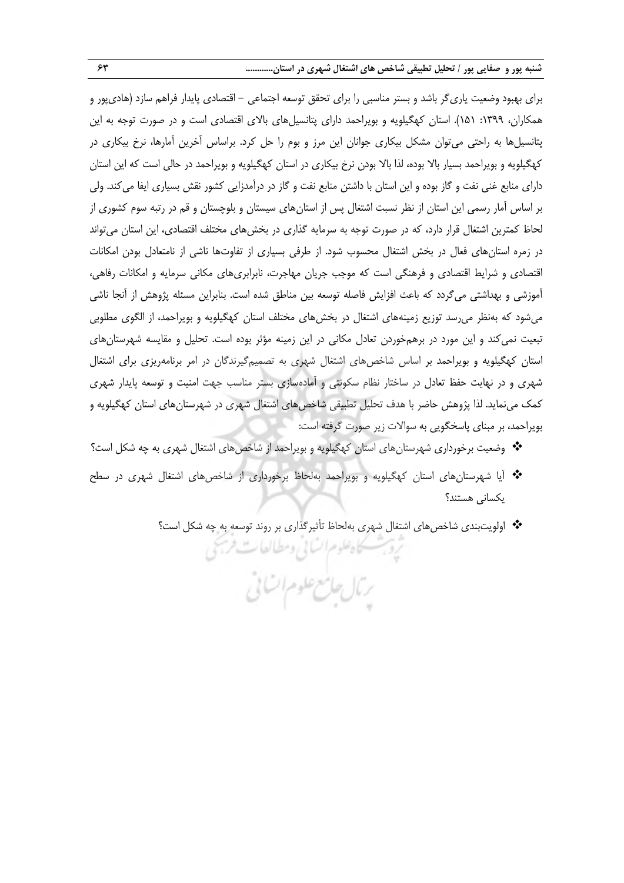برای بهبود وضعیت یاری‌گر باشد و بستر مناسبی را برای تحقق توسعه اجتماعی – اقتصادی پایدار فراهم سازد (هادی‌پور و همکاران، ۱۳۹۹: ۱۵۱). استان کهگیلویه و بویراحمد دارای پتانسیل‌های بالای اقتصادی است و در صورت توجه به این پتانسیل‌ها به راحتی می‌توان مشکل بیکاری جوانان این مرز و بوم را حل کرد. براساس آخرین آمارها، نرخ بیکاری در کهگیلویه و بویراحمد بسیار بالا بوده، لذا بالا بودن نرخ بیکاری در استان کهگیلویه و بویراحمد در حالی است که این استان دارای منابع غنی نفت و گاز بوده و این استان با داشتن منابع نفت و گاز در درآمدزایی کشور نقش بسیاری ایفا می‌کند. ولی بر اساس آمار رسمی این استان از نظر نسبت اشتغال پس از استان‌های سیستان و بلوچستان و قم در رتبه سوم کشوری از لحاظ کمترین اشتغال قرار دارد، که در صورت توجه به سرمایه گذاری در بخش‌های مختلف اقتصادی، این استان می‌تواند در زمره استان‌های فعال در بخش اشتغال محسوب شود. از طرفی بسیاری از تفاوت‌ها ناشی از نامتعادل بودن امکانات اقتصادی و شرایط اقتصادی و فرهنگی است که موجب جریان مهاجرت، نابرابری‌های مکانی سرمایه و امکانات رفاهی، آموزشی و بهداشتی می‌گردد که باعث افزایش فاصله توسعه بین مناطق شده است. بنابراین مسئله پژوهش از آنجا ناشی می‌شود که به‌نظر می‌رسد توزیع زمینه‌های اشتغال در بخش‌های مختلف استان کهگیلویه و بویراحمد، از الگوی مطلوبی تبعیت نمی‌کند و این مورد در برهم‌خوردن تعادل مکانی در این زمینه مؤثر بوده است. تحلیل و مقایسه شهرستان‌های استان کهگیلویه و بویراحمد بر اساس شاخص‌های اشتغال شهری به تصمیم‌گیرندگان در امر برنامه‌ریزی برای اشتغال شهری و در نهایت حفظ تعادل در ساختار نظام سکونتی و آماده‌سازی بستر مناسب جهت امنیت و توسعه پایدار شهری کمک می‌نماید. لذا پژوهش حاضر با هدف تحلیل تطبیقی شاخص‌های اشتغال شهری در شهرستان‌های استان کهگیلویه و بویراحمد، بر مبنای پاسخگویی به سوالات زیر صورت گرفته است:

- وضعیت برخورداری شهرستان‌های استان کهگیلویه و بویراحمد از شاخص‌های اشتغال شهری به چه شکل است؟
- آیا شهرستان‌های استان کهگیلویه و بویراحمد به‌لحاظ برخورداری از شاخص‌های اشتغال شهری در سطح یکسانی هستند؟
- اولویت‌بندی شاخص‌های اشتغال شهری به‌لحاظ تأثیرگذاری بر روند توسعه به چه شکل است؟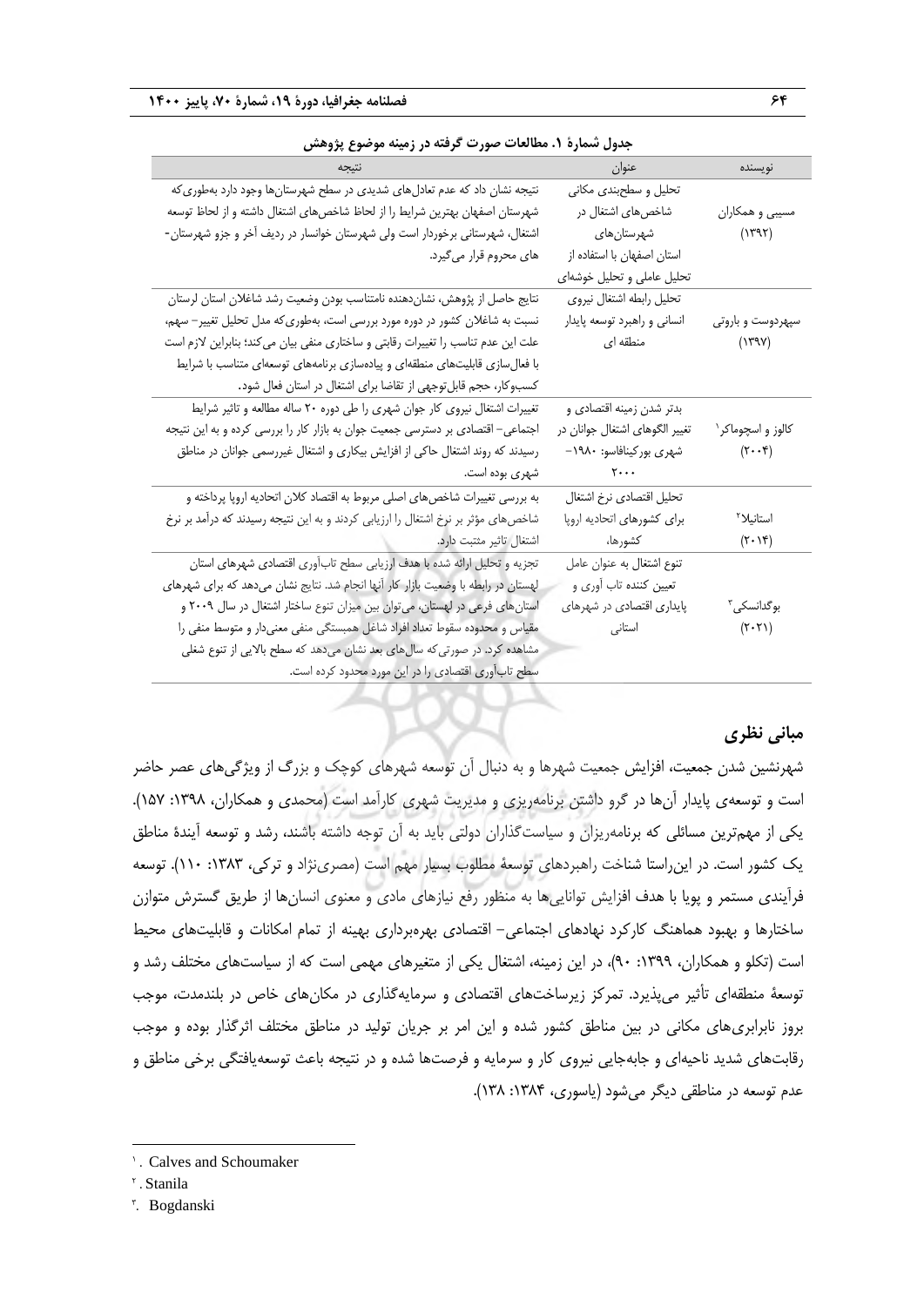**جدول شمارهٔ ۱. مطالعات صورت گرفته در زمینه موضوع پژوهش**

| نویسنده | عنوان | نتیجه |
| --- | --- | --- |
| مسیبی و همکاران (۱۳۹۲) | تحلیل و سطح‌بندی مکانی شاخص‌های اشتغال در شهرستان‌های استان اصفهان با استفاده از تحلیل عاملی و تحلیل خوشه‌ای | نتیجه نشان داد که عدم تعادل‌های شدیدی در سطح شهرستان‌ها وجود دارد به‌طوری‌که شهرستان اصفهان بهترین شرایط را از لحاظ شاخص‌های اشتغال داشته و از لحاظ توسعه اشتغال، شهرستانی برخوردار است ولی شهرستان خوانسار در ردیف آخر و جزو شهرستان-های محروم قرار می‌گیرد. |
| سپهردوست و باروتی (۱۳۹۷) | تحلیل رابطه اشتغال نیروی انسانی و راهبرد توسعه پایدار منطقه ای | نتایج حاصل از پژوهش، نشان‌دهنده نامتناسب بودن وضعیت رشد شاغلان استان لرستان نسبت به شاغلان کشور در دوره مورد بررسی است، به‌طوری‌که مدل تحلیل تغییر- سهم، علت این عدم تناسب را تغییرات رقابتی و ساختاری منفی بیان می‌کند؛ بنابراین لازم است با فعال‌سازی قابلیت‌های منطقه‌ای و پیاده‌سازی برنامه‌های توسعه‌ای متناسب با شرایط کسب‌وکار، حجم قابل‌توجهی از تقاضا برای اشتغال در استان فعال شود. |
| کالوز و اسچوماکر[1] (۲۰۰۴) | بدتر شدن زمینه اقتصادی و تغییر الگوهای اشتغال جوانان در شهری بورکینافاسو: ۱۹۸۰-۲۰۰۰ | تغییرات اشتغال نیروی کار جوان شهری را طی دوره ۲۰ ساله مطالعه و تاثیر شرایط اجتماعی- اقتصادی بر دسترسی جمعیت جوان به بازار کار را بررسی کرده و به این نتیجه رسیدند که روند اشتغال حاکی از افزایش بیکاری و اشتغال غیررسمی جوانان در مناطق شهری بوده است. |
| استانیلا[2] (۲۰۱۴) | تحلیل اقتصادی نرخ اشتغال برای کشورهای اتحادیه اروپا کشورها، | به بررسی تغییرات شاخص‌های اصلی مربوط به اقتصاد کلان اتحادیه اروپا پرداخته و شاخص‌های مؤثر بر نرخ اشتغال را ارزیابی کردند و به این نتیجه رسیدند که درآمد بر نرخ اشتغال تاثیر مثبت دارد. |
| بوگدانسکی[3] (۲۰۲۱) | تنوع اشتغال به عنوان عامل تعیین کننده تاب آوری و پایداری اقتصادی در شهرهای استانی | تجزیه و تحلیل ارائه شده با هدف ارزیابی سطح تاب‌آوری اقتصادی شهرهای استان لهستان در رابطه با وضعیت بازار کار آنها انجام شد. نتایج نشان می‌دهد که برای شهرهای استان‌های فرعی در لهستان، می‌توان بین میزان تنوع ساختار اشتغال در سال ۲۰۰۹ و مقیاس و محدوده سقوط تعداد افراد شاغل همبستگی منفی معنی‌دار و متوسط منفی را مشاهده کرد. در صورتی‌که سال‌های بعد نشان می‌دهد که سطح بالایی از تنوع شغلی سطح تاب‌آوری اقتصادی را در این مورد محدود کرده است. |

## مبانی نظری

شهرنشین شدن جمعیت، افزایش جمعیت شهرها و به دنبال آن توسعه شهرهای کوچک و بزرگ از ویژگی‌های عصر حاضر است و توسعه‌ی پایدار آن‌ها در گرو داشتن برنامه‌ریزی و مدیریت شهری کارآمد است (محمدی و همکاران، ۱۳۹۸: ۱۵۷). یکی از مهم‌ترین مسائلی که برنامه‌ریزان و سیاستگذاران دولتی باید به آن توجه داشته باشند، رشد و توسعه آیندهٔ مناطق یک کشور است. در این‌راستا شناخت راهبردهای توسعهٔ مطلوب بسیار مهم است (مصری‌نژاد و ترکی، ۱۳۸۳: ۱۱۰). توسعه فرآیندی مستمر و پویا با هدف افزایش توانایی‌ها به منظور رفع نیازهای مادی و معنوی انسان‌ها از طریق گسترش متوازن ساختارها و بهبود هماهنگ کارکرد نهادهای اجتماعی- اقتصادی بهره‌برداری بهینه از تمام امکانات و قابلیت‌های محیط است (تکلو و همکاران، ۱۳۹۹: ۹۰)، در این زمینه، اشتغال یکی از متغیرهای مهمی است که از سیاست‌های مختلف رشد و توسعهٔ منطقه‌ای تأثیر می‌پذیرد. تمرکز زیرساخت‌های اقتصادی و سرمایه‌گذاری در مکان‌های خاص در بلندمدت، موجب بروز نابرابری‌های مکانی در بین مناطق کشور شده و این امر بر جریان تولید در مناطق مختلف اثرگذار بوده و موجب رقابت‌های شدید ناحیه‌ای و جابه‌جایی نیروی کار و سرمایه و فرصت‌ها شده و در نتیجه باعث توسعه‌یافتگی برخی مناطق و عدم توسعه در مناطقی دیگر می‌شود (یاسوری، ۱۳۸۴: ۱۳۸).

---

[1]. Calves and Schoumaker

[2]. Stanila

[3]. Bogdanski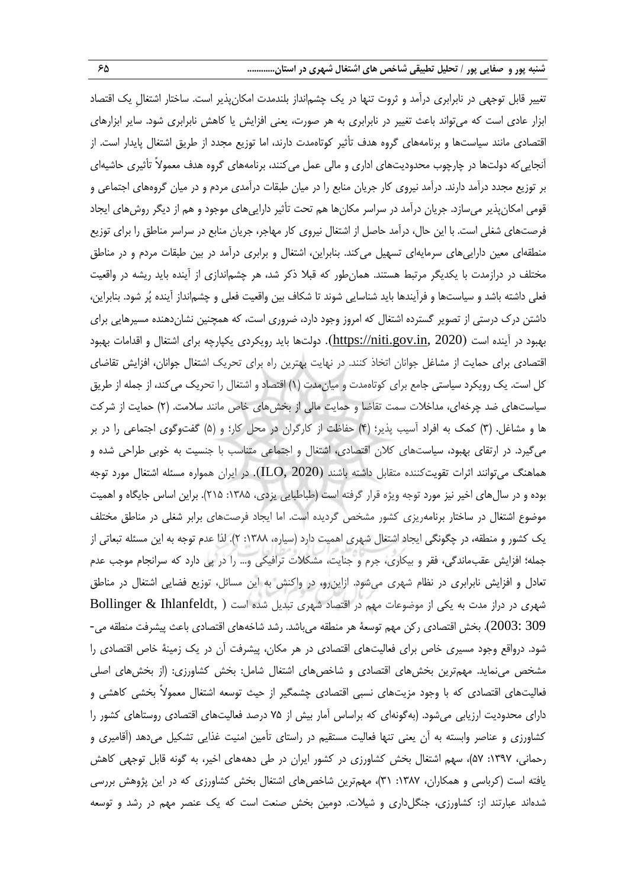تغییر قابل توجهی در نابرابری درآمد و ثروت تنها در یک چشم‌انداز بلندمدت امکان‌پذیر است. ساختار اشتغالِ یک اقتصاد ابزار عادی است که می‌تواند باعث تغییر در نابرابری به هر صورت، یعنی افزایش یا کاهش نابرابری شود. سایر ابزارهای اقتصادی مانند سیاست‌ها و برنامه‌های گروه هدف تأثیر کوتاه‌مدت دارند، اما توزیع مجدد از طریق اشتغال پایدار است. از آنجایی‌که دولت‌ها در چارچوب محدودیت‌های اداری و مالی عمل می‌کنند، برنامه‌های گروه هدف معمولاً تأثیری حاشیه‌ای بر توزیع مجدد درآمد دارند. درآمد نیروی کار جریان منابع را در میان طبقات درآمدی مردم و در میان گروه‌های اجتماعی و قومی امکان‌پذیر می‌سازد. جریان درآمد در سراسر مکان‌ها هم تحت تأثیر دارایی‌های موجود و هم از دیگر روش‌های ایجاد فرصت‌های شغلی است. با این حال، درآمد حاصل از اشتغال نیروی کار مهاجر، جریان منابع در سراسر مناطق را برای توزیع منطقه‌ای معین دارایی‌های سرمایه‌ای تسهیل می‌کند. بنابراین، اشتغال و برابری درآمد در بین طبقات مردم و در مناطق مختلف در درازمدت با یکدیگر مرتبط هستند. همان‌طور که قبلا ذکر شد، هر چشم‌اندازی از آینده باید ریشه در واقعیت فعلی داشته باشد و سیاست‌ها و فرآیندها باید شناسایی شوند تا شکاف بین واقعیت فعلی و چشم‌انداز آینده پُر شود. بنابراین، داشتن درک درستی از تصویر گسترده اشتغال که امروز وجود دارد، ضروری است، که همچنین نشان‌دهنده مسیرهایی برای بهبود در آینده است (https://niti.gov.in, 2020). دولت‌ها باید رویکردی یکپارچه برای اشتغال و اقدامات بهبود اقتصادی برای حمایت از مشاغل جوانان اتخاذ کنند. در نهایت بهترین راه برای تحریک اشتغال جوانان، افزایش تقاضای کل است. یک رویکرد سیاستی جامع برای کوتاه‌مدت و میان‌مدت (۱) اقتصاد و اشتغال را تحریک می‌کند، از جمله از طریق سیاست‌های ضد چرخه‌ای، مداخلات سمت تقاضا و حمایت مالی از بخش‌های خاص مانند سلامت. (۲) حمایت از شرکت ها و مشاغل. (۳) کمک به افراد آسیب پذیر؛ (۴) حفاظت از کارگران در محل کار؛ و (۵) گفت‌وگوی اجتماعی را در بر می‌گیرد. در ارتقای بهبود، سیاست‌های کلان اقتصادی، اشتغال و اجتماعی متناسب با جنسیت به خوبی طراحی شده و هماهنگ می‌توانند اثرات تقویت‌کننده متقابل داشته باشند (ILO, 2020). در ایران همواره مسئله اشتغال مورد توجه بوده و در سال‌های اخیر نیز مورد توجه ویژه قرار گرفته است (طباطبایی یزدی، ۱۳۸۵: ۲۱۵). براین اساس جایگاه و اهمیت موضوع اشتغال در ساختار برنامه‌ریزی کشور مشخص گردیده است. اما ایجاد فرصت‌های برابر شغلی در مناطق مختلف یک کشور و منطقه، در چگونگی ایجاد اشتغال شهری اهمیت دارد (سیاره، ۱۳۸۸: ۲). لذا عدم توجه به این مسئله تبعاتی از جمله؛ افزایش عقب‌ماندگی، فقر و بیکاری، جرم و جنایت، مشکلات ترافیکی و... را در پی دارد که سرانجام موجب عدم تعادل و افزایش نابرابری در نظام شهری می‌شود. ازاین‌رو، در واکنش به این مسائل، توزیع فضایی اشتغال در مناطق شهری در دراز مدت به یکی از موضوعات مهم در اقتصاد شهری تبدیل شده است (Bollinger & Ihlanfeldt, 2003: 309). بخش اقتصادی رکن مهم توسعهٔ هر منطقه می‌باشد. رشد شاخه‌های اقتصادی باعث پیشرفت منطقه می‌شود. درواقع وجود مسیری خاص برای فعالیت‌های اقتصادی در هر مکان، پیشرفت آن در یک زمینهٔ خاص اقتصادی را مشخص می‌نماید. مهم‌ترین بخش‌های اقتصادی و شاخص‌های اشتغال شامل: بخش کشاورزی: (از بخش‌های اصلی فعالیت‌های اقتصادی که با وجود مزیت‌های نسبی اقتصادی چشمگیر از حیث توسعه اشتغال معمولاً بخشی کاهشی و دارای محدودیت ارزیابی می‌شود. (به‌گونه‌ای که براساس آمار بیش از ۷۵ درصد فعالیت‌های اقتصادی روستاهای کشور را کشاورزی و عناصر وابسته به آن یعنی تنها فعالیت مستقیم در راستای تأمین امنیت غذایی تشکیل می‌دهد (آقامیری و رحمانی، ۱۳۹۷: ۵۷)، سهم اشتغال بخش کشاورزی در کشور ایران در طی دهه‌های اخیر، به گونه قابل توجهی کاهش یافته است (کرباسی و همکاران، ۱۳۸۷: ۳۱)، مهم‌ترین شاخص‌های اشتغال بخش کشاورزی که در این پژوهش بررسی شده‌اند عبارتند از: کشاورزی، جنگل‌داری و شیلات. دومین بخش صنعت است که یک عنصر مهم در رشد و توسعه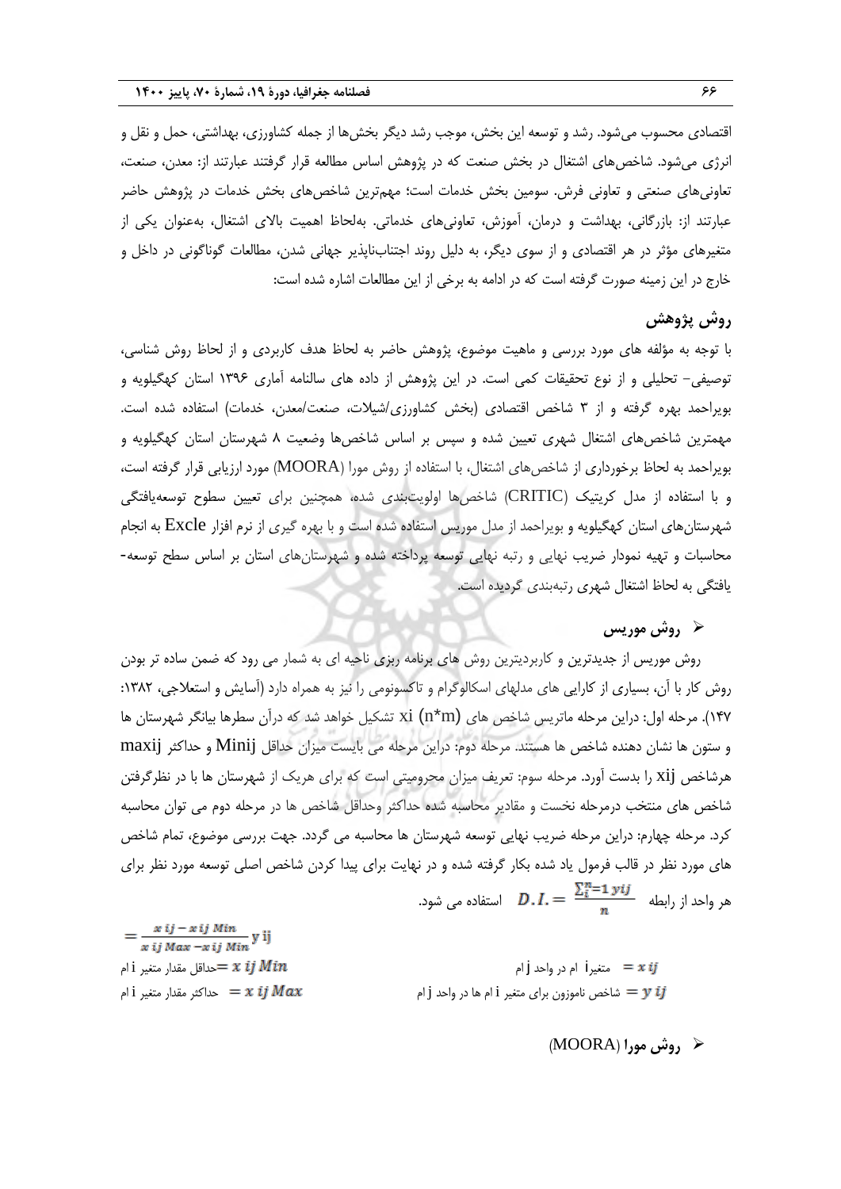اقتصادی محسوب می‌شود. رشد و توسعه این بخش، موجب رشد دیگر بخش‌ها از جمله کشاورزی، بهداشتی، حمل و نقل و انرژی می‌شود. شاخص‌های اشتغال در بخش صنعت که در پژوهش اساس مطالعه قرار گرفتند عبارتند از: معدن، صنعت، تعاونی‌های صنعتی و تعاونی فرش. سومین بخش خدمات است؛ مهم‌ترین شاخص‌های بخش خدمات در پژوهش حاضر عبارتند از: بازرگانی، بهداشت و درمان، آموزش، تعاونی‌های خدماتی. به‌لحاظ اهمیت بالای اشتغال، به‌عنوان یکی از متغیرهای مؤثر در هر اقتصادی و از سوی دیگر، به دلیل روند اجتناب‌ناپذیر جهانی شدن، مطالعات گوناگونی در داخل و خارج در این زمینه صورت گرفته است که در ادامه به برخی از این مطالعات اشاره شده است:

## روش پژوهش

با توجه به مؤلفه های مورد بررسی و ماهیت موضوع، پژوهش حاضر به لحاظ هدف کاربردی و از لحاظ روش شناسی، توصیفی- تحلیلی و از نوع تحقیقات کمی است. در این پژوهش از داده های سالنامه آماری ۱۳۹۶ استان کهگیلویه و بویراحمد بهره گرفته و از ۳ شاخص اقتصادی (بخش کشاورزی/شیلات، صنعت/معدن، خدمات) استفاده شده است. مهمترین شاخص‌های اشتغال شهری تعیین شده و سپس بر اساس شاخص‌ها وضعیت ۸ شهرستان استان کهگیلویه و بویراحمد به لحاظ برخورداری از شاخص‌های اشتغال، با استفاده از روش مورا (MOORA) مورد ارزیابی قرار گرفته است، و با استفاده از مدل کریتیک (CRITIC) شاخص‌ها اولویت‌بندی شده، همچنین برای تعیین سطوح توسعه‌یافتگی شهرستان‌های استان کهگیلویه و بویراحمد از مدل موریس استفاده شده است و با بهره گیری از نرم افزار Excle به انجام محاسبات و تهیه نمودار ضریب نهایی و رتبه نهایی توسعه پرداخته شده و شهرستان‌های استان بر اساس سطح توسعه-یافتگی به لحاظ اشتغال شهری رتبه‌بندی گردیده است.

### ➢ روش موریس

روش موریس از جدیدترین و کاربردیترین روش های برنامه ریزی ناحیه ای به شمار می رود که ضمن ساده تر بودن روش کار با آن، بسیاری از کارایی های مدلهای اسکالوگرام و تاکسونومی را نیز به همراه دارد (آسایش و استعلاجی، ۱۳۸۲: ۱۴۷). مرحله اول: دراین مرحله ماتریس شاخص های xi (n*m) تشکیل خواهد شد که درآن سطرها بیانگر شهرستان ها و ستون ها نشان دهنده شاخص ها هستند. مرحله دوم: دراین مرحله می بایست میزان حداقل Minij و حداکثر maxij هرشاخص xij را بدست آورد. مرحله سوم: تعریف میزان محرومیتی است که برای هریک از شهرستان ها با در نظرگرفتن شاخص های منتخب درمرحله نخست و مقادیر محاسبه شده حداکثر وحداقل شاخص ها در مرحله دوم می توان محاسبه کرد. مرحله چهارم: دراین مرحله ضریب نهایی توسعه شهرستان ها محاسبه می گردد. جهت بررسی موضوع، تمام شاخص های مورد نظر در قالب فرمول یاد شده بکار گرفته شده و در نهایت برای پیدا کردن شاخص اصلی توسعه مورد نظر برای هر واحد از رابطه $D.I. = \frac{\sum_{i}^{n}=1\, yij}{n}$ استفاده می شود.

$$y_{ij} = \frac{x_{ij} - x_{ij\,Min}}{x_{ij\,Max} - x_{ij\,Min}}$$

$x_{ij}$ = متغیرi ام در واحد j ام

$x_{ij\,Min}$ = حداقل مقدار متغیر i ام

$y_{ij}$ = شاخص ناموزون برای متغیر i ام ها در واحد j ام

$x_{ij\,Max}$ = حداکثر مقدار متغیر i ام

### ➢ روش مورا (MOORA)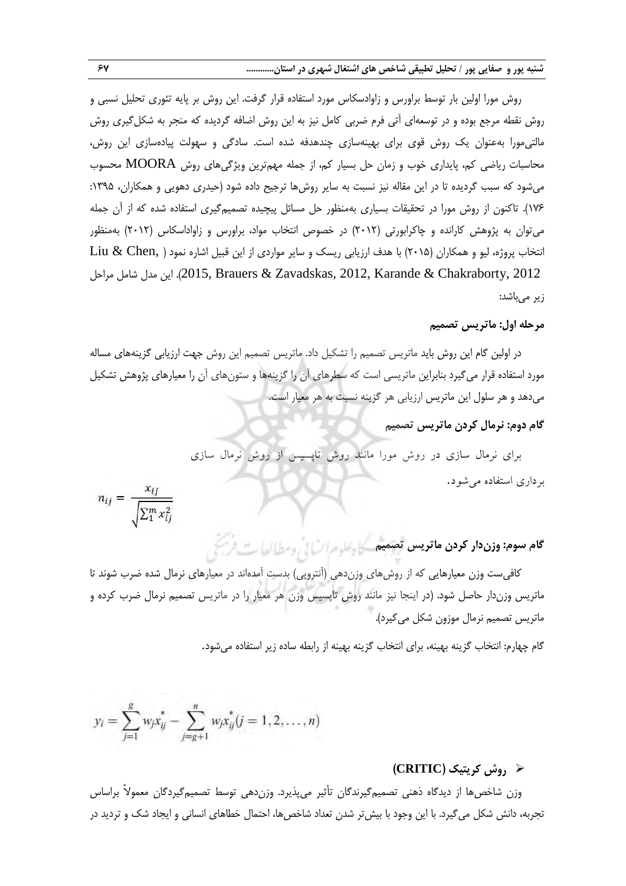روش مورا اولین بار توسط براورس و زاوادسکاس مورد استفاده قرار گرفت. این روش بر پایه تئوری تحلیل نسبی و روش نقطه مرجع بوده و در توسعه‌ای آتی فرم ضربی کامل نیز به این روش اضافه گردیده که منجر به شکل‌گیری روش مالتی‌مورا به‌عنوان یک روش قوی برای بهینه‌سازی چندهدفه شده است. سادگی و سهولت پیاده‌سازی این روش، محاسبات ریاضی کم، پایداری خوب و زمان حل بسیار کم، از جمله مهم‌ترین ویژگی‌های روش MOORA محسوب می‌شود که سبب گردیده تا در این مقاله نیز نسبت به سایر روش‌ها ترجیح داده شود (حیدری دهویی و همکاران، ۱۳۹۵: ۱۷۶). تاکنون از روش مورا در تحقیقات بسیاری به‌منظور حل مسائل پیچیده تصمیم‌گیری استفاده شده که از آن جمله می‌توان به پژوهش کارانده و چاکرابورتی (۲۰۱۲) در خصوص انتخاب مواد، براورس و زاواداسکاس (۲۰۱۲) به‌منظور انتخاب پروژه، لیو و همکاران (۲۰۱۵) با هدف ارزیابی ریسک و سایر مواردی از این قبیل اشاره نمود (Liu & Chen, 2015, Brauers & Zavadskas, 2012, Karande & Chakraborty, 2012). این مدل شامل مراحل زیر می‌باشد:

**مرحله اول: ماتریس تصمیم**

در اولین گام این روش باید ماتریس تصمیم را تشکیل داد. ماتریس تصمیم این روش جهت ارزیابی گزینه‌های مساله مورد استفاده قرار می‌گیرد بنابراین ماتریسی است که سطرهای آن را گزینه‌ها و ستون‌های آن را معیارهای پژوهش تشکیل می‌دهد و هر سلول این ماتریس ارزیابی هر گزینه نسبت به هر معیار است.

**گام دوم: نرمال کردن ماتریس تصمیم**

برای نرمال سازی در روش مورا مانند روش تاپسیس از روش نرمال سازی برداری استفاده می‌شود.

$$n_{ij} = \frac{x_{ij}}{\sqrt{\sum_1^m x_{ij}^2}}$$

**گام سوم: وزن‌دار کردن ماتریس تصمیم**

کافی‌ست وزن معیارهایی که از روش‌های وزن‌دهی (آنتروپی) بدست آمده‌اند در معیارهای نرمال شده ضرب شوند تا ماتریس وزن‌دار حاصل شود. (در اینجا نیز مانند روش تاپسیس وزن هر معیار را در ماتریس تصمیم نرمال ضرب کرده و ماتریس تصمیم نرمال موزون شکل می‌گیرد).

گام چهارم: انتخاب گزینه بهینه، برای انتخاب گزینه بهینه از رابطه ساده زیر استفاده می‌شود.

$$y_i = \sum_{j=1}^{g} w_j x_{ij}^* - \sum_{j=g+1}^{n} w_j x_{ij}^* (j = 1, 2, \ldots, n)$$

- **روش کریتیک (CRITIC)**

وزن شاخص‌ها از دیدگاه ذهنی تصمیم‌گیرندگان تأثیر می‌پذیرد. وزن‌دهی توسط تصمیم‌گیردگان معمولاً براساس تجربه، دانش شکل می‌گیرد. با این وجود با بیش‌تر شدن تعداد شاخص‌ها، احتمال خطاهای انسانی و ایجاد شک و تردید در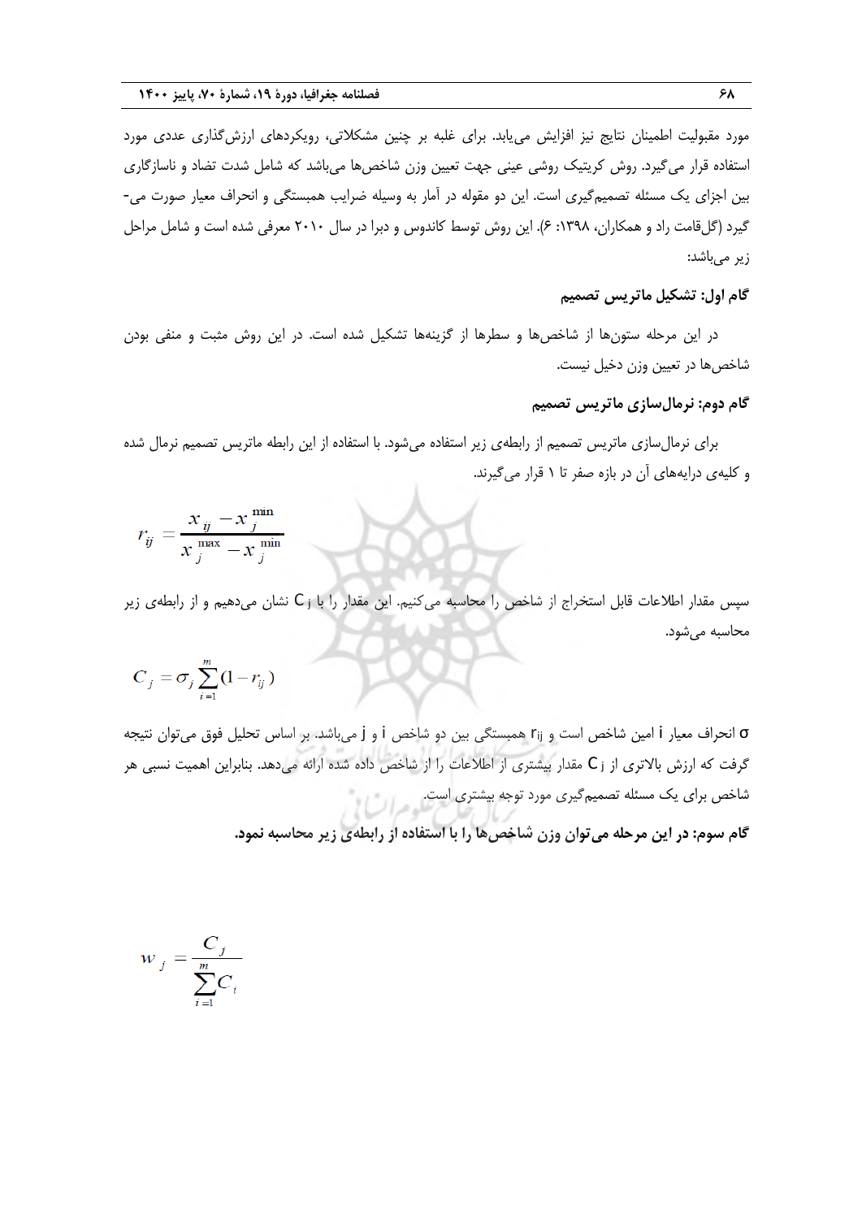مورد مقبولیت اطمینان نتایج نیز افزایش می‌یابد. برای غلبه بر چنین مشکلاتی، رویکردهای ارزش‌گذاری عددی مورد استفاده قرار می‌گیرد. روش کریتیک روشی عینی جهت تعیین وزن شاخص‌ها می‌باشد که شامل شدت تضاد و ناسازگاری بین اجزای یک مسئله تصمیم‌گیری است. این دو مقوله در آمار به وسیله ضرایب همبستگی و انحراف معیار صورت می‌گیرد (گل‌قامت راد و همکاران، ۱۳۹۸: ۶). این روش توسط کاندوس و دبرا در سال ۲۰۱۰ معرفی شده است و شامل مراحل زیر می‌باشد:

### گام اول: تشکیل ماتریس تصمیم

در این مرحله ستون‌ها از شاخص‌ها و سطرها از گزینه‌ها تشکیل شده است. در این روش مثبت و منفی بودن شاخص‌ها در تعیین وزن دخیل نیست.

### گام دوم: نرمال‌سازی ماتریس تصمیم

برای نرمال‌سازی ماتریس تصمیم از رابطه‌ی زیر استفاده می‌شود. با استفاده از این رابطه ماتریس تصمیم نرمال شده و کلیه‌ی درایه‌های آن در بازه صفر تا ۱ قرار می‌گیرند.

$$r_{ij} = \frac{x_{ij} - x_j^{\min}}{x_j^{\max} - x_j^{\min}}$$

سپس مقدار اطلاعات قابل استخراج از شاخص را محاسبه می‌کنیم. این مقدار را با $C_j$ نشان می‌دهیم و از رابطه‌ی زیر محاسبه می‌شود.

$$C_j = \sigma_j \sum_{i=1}^{m} (1 - r_{ij})$$

$\sigma$ انحراف معیار $i$ امین شاخص است و $r_{ij}$ همبستگی بین دو شاخص $i$ و $j$ می‌باشد. بر اساس تحلیل فوق می‌توان نتیجه گرفت که ارزش بالاتری از $C_j$ مقدار بیشتری از اطلاعات را از شاخص داده شده ارائه می‌دهد. بنابراین اهمیت نسبی هر شاخص برای یک مسئله تصمیم‌گیری مورد توجه بیشتری است.

**گام سوم: در این مرحله می‌توان وزن شاخص‌ها را با استفاده از رابطه‌ی زیر محاسبه نمود.**

$$w_j = \frac{C_j}{\sum_{i=1}^{m} C_i}$$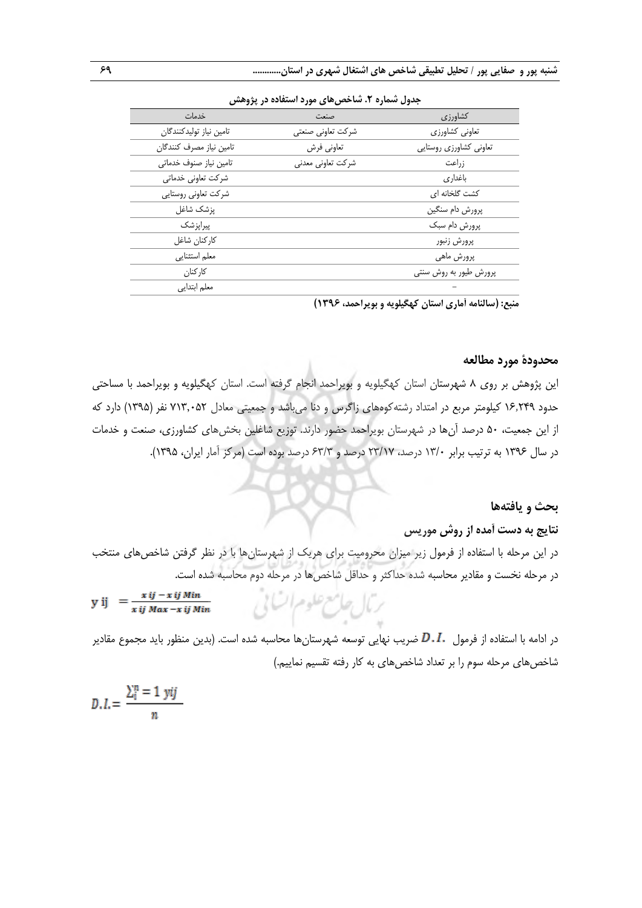**جدول شماره ۲. شاخص‌های مورد استفاده در پژوهش**

| کشاورزی | صنعت | خدمات |
|---|---|---|
| تعاونی کشاورزی | شرکت تعاونی صنعتی | تامین نیاز تولیدکنندگان |
| تعاونی کشاورزی روستایی | تعاونی فرش | تامین نیاز مصرف کنندگان |
| زراعت | شرکت تعاونی معدنی | تامین نیاز صنوف خدماتی |
| باغداری | | شرکت تعاونی خدماتی |
| کشت گلخانه ای | | شرکت تعاونی روستایی |
| پرورش دام سنگین | | پزشک شاغل |
| پرورش دام سبک | | پیراپزشک |
| پرورش زنبور | | کارکنان شاغل |
| پرورش ماهی | | معلم استثنایی |
| پرورش طیور به روش سنتی | | کارکنان |
| – | | معلم ابتدایی |

**منبع: (سالنامه آماری استان کهگیلویه و بویراحمد، ۱۳۹۶)**

## محدودهٔ مورد مطالعه

این پژوهش بر روی ۸ شهرستان استان کهگیلویه و بویراحمد انجام گرفته است. استان کهگیلویه و بویراحمد با مساحتی حدود ۱۶,۲۴۹ کیلومتر مربع در امتداد رشته‌کوه‌های زاگرس و دنا می‌باشد و جمعیتی معادل ۷۱۳,۰۵۲ نفر (۱۳۹۵) دارد که از این جمعیت، ۵۰ درصد آن‌ها در شهرستان بویراحمد حضور دارند. توزیع شاغلین بخش‌های کشاورزی، صنعت و خدمات در سال ۱۳۹۶ به ترتیب برابر ۱۳/۰ درصد، ۲۳/۱۷ درصد و ۶۳/۳ درصد بوده است (مرکز آمار ایران، ۱۳۹۵).

## بحث و یافته‌ها

### نتایج به دست آمده از روش موریس

در این مرحله با استفاده از فرمول زیر میزان محرومیت برای هریک از شهرستان‌ها با در نظر گرفتن شاخص‌های منتخب در مرحله نخست و مقادیر محاسبه شده حداکثر و حداقل شاخص‌ها در مرحله دوم محاسبه شده است.

$$y_{ij} = \frac{x_{ij} - x_{ij\,Min}}{x_{ij\,Max} - x_{ij\,Min}}$$

در ادامه با استفاده از فرمول $D.I.$ ضریب نهایی توسعه شهرستان‌ها محاسبه شده است. (بدین منظور باید مجموع مقادیر شاخص‌های مرحله سوم را بر تعداد شاخص‌های به کار رفته تقسیم نماییم.)

$$D.I. = \frac{\sum_{i=1}^{n} y_{ij}}{n}$$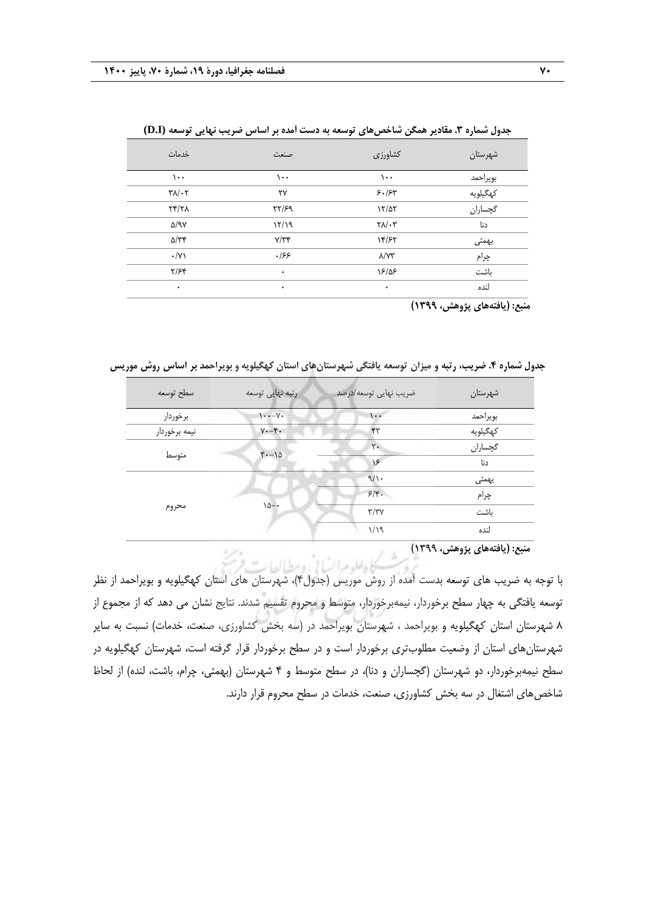جدول شماره ۳. مقادیر همگن شاخص‌های توسعه به دست آمده بر اساس ضریب نهایی توسعه (D.I)

| شهرستان | کشاورزی | صنعت | خدمات |
|---|---|---|---|
| بویراحمد | ۱۰۰ | ۱۰۰ | ۱۰۰ |
| کهگیلویه | ۶۰/۶۳ | ۲۷ | ۳۸/۰۲ |
| گچساران | ۱۲/۵۲ | ۲۲/۶۹ | ۲۴/۲۸ |
| دنا | ۲۸/۰۳ | ۱۲/۱۹ | ۵/۹۷ |
| بهمئی | ۱۴/۶۲ | ۷/۳۴ | ۵/۳۴ |
| چرام | ۸/۷۳ | ۰/۶۶ | ۰/۷۱ |
| باشت | ۱۶/۵۶ | ۰ | ۲/۶۴ |
| لنده | ۰ | ۰ | ۰ |

**منبع: (یافته‌های پژوهش، ۱۳۹۹)**

جدول شماره ۴. ضریب، رتبه و میزان توسعه یافتگی شهرستان‌های استان کهگیلویه و بویراحمد بر اساس روش موریس

| شهرستان | ضریب نهایی توسعه/درصد | رتبه نهایی توسعه | سطح توسعه |
|---|---|---|---|
| بویراحمد | ۱۰۰ | ۱۰۰-۷۰ | برخوردار |
| کهگیلویه | ۴۳ | ۷۰-۴۰ | نیمه برخوردار |
| گچساران | ۲۰ | ۴۰-۱۵ | متوسط |
| دنا | ۱۶ | | |
| بهمئی | ۹/۱۰ | ۱۵-۰ | محروم |
| چرام | ۶/۴۰ | | |
| باشت | ۳/۳۷ | | |
| لنده | ۱/۱۹ | | |

**منبع: (یافته‌های پژوهش، ۱۳۹۹)**

با توجه به ضریب های توسعه بدست آمده از روش موریس (جدول۴)، شهرستان های استان کهگیلویه و بویراحمد از نظر توسعه یافتگی به چهار سطح برخوردار، نیمه‌برخوردار، متوسط و محروم تقسیم شدند. نتایج نشان می دهد که از مجموع از ۸ شهرستان استان کهگیلویه و بویراحمد ، شهرستان بویراحمد در (سه بخش کشاورزی، صنعت، خدمات) نسبت به سایر شهرستان‌های استان از وضعیت مطلوب‌تری برخوردار است و در سطح برخوردار قرار گرفته است، شهرستان کهگیلویه در سطح نیمه‌برخوردار، دو شهرستان (گچساران و دنا)، در سطح متوسط و ۴ شهرستان (بهمئی، چرام، باشت، لنده) از لحاظ شاخص‌های اشتغال در سه بخش کشاورزی، صنعت، خدمات در سطح محروم قرار دارند.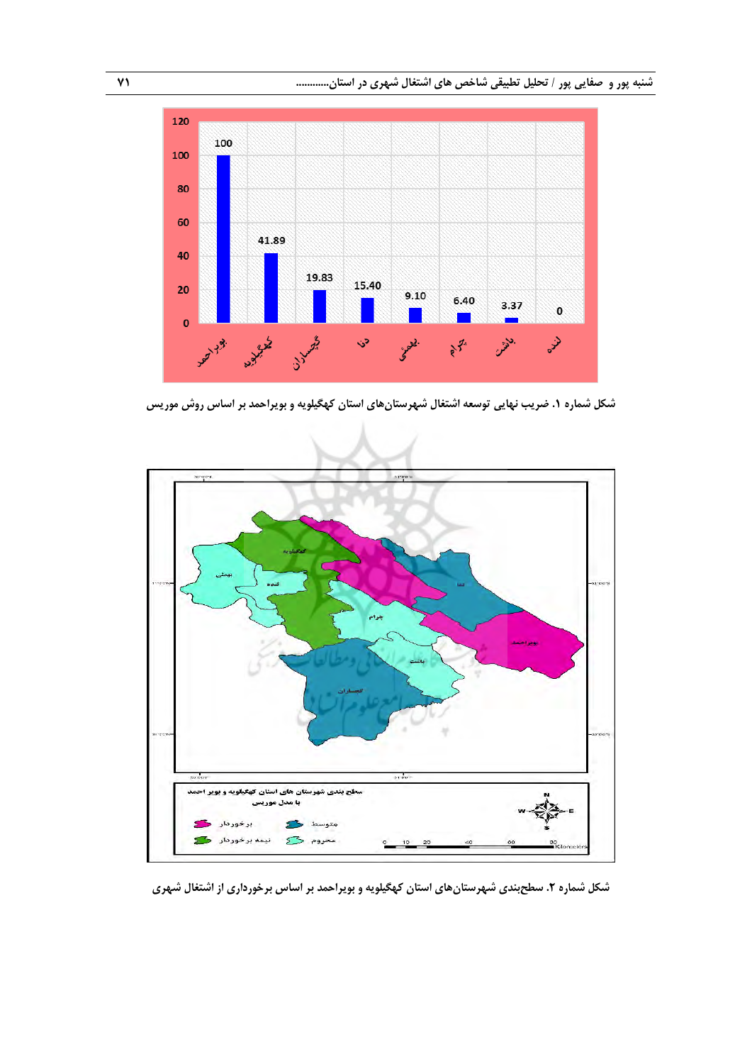| بویراحمد | کهگیلویه | گچساران | دنا | بهمئی | چرام | باشت | لنده |
| --- | --- | --- | --- | --- | --- | --- | --- |
| 100 | 41.89 | 19.83 | 15.40 | 9.10 | 6.40 | 3.37 | 0 |

شکل شماره ۱. ضریب نهایی توسعه اشتغال شهرستان‌های استان کهگیلویه و بویراحمد بر اساس روش موریس

سطح بندی شهرستان های استان کهگیلویه و بویر احمد با مدل موریس

برخوردار: بویراحمد

نیمه برخوردار: کهگیلویه

متوسط: دنا، گچساران

محروم: بهمئی، لنده، چرام، باشت

شکل شماره ۲. سطح‌بندی شهرستان‌های استان کهگیلویه و بویراحمد بر اساس برخورداری از اشتغال شهری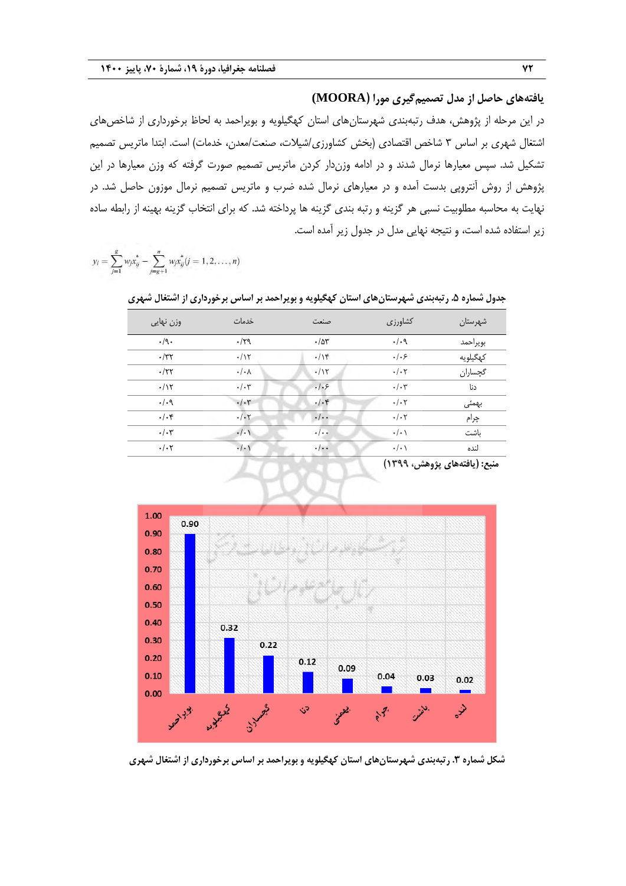## یافته‌های حاصل از مدل تصمیم‌گیری مورا (MOORA)

در این مرحله از پژوهش، هدف رتبه‌بندی شهرستان‌های استان کهگیلویه و بویراحمد به لحاظ برخورداری از شاخص‌های اشتغال شهری بر اساس ۳ شاخص اقتصادی (بخش کشاورزی/شیلات، صنعت/معدن، خدمات) است. ابتدا ماتریس تصمیم تشکیل شد. سپس معیارها نرمال شدند و در ادامه وزن‌دار کردن ماتریس تصمیم صورت گرفته که وزن معیارها در این پژوهش از روش آنتروپی بدست آمده و در معیارهای نرمال شده ضرب و ماتریس تصمیم نرمال موزون حاصل شد. در نهایت به محاسبه مطلوبیت نسبی هر گزینه و رتبه بندی گزینه ها پرداخت شد. که برای انتخاب گزینه بهینه از رابطه ساده زیر استفاده شده است، و نتیجه نهایی مدل در جدول زیر آمده است.

$$y_i = \sum_{j=1}^{g} w_j x_{ij}^{*} - \sum_{j=g+1}^{n} w_j x_{ij}^{*} (j = 1, 2, \ldots, n)$$

جدول شماره ۵. رتبه‌بندی شهرستان‌های استان کهگیلویه و بویراحمد بر اساس برخورداری از اشتغال شهری

| شهرستان | کشاورزی | صنعت | خدمات | وزن نهایی |
|---|---|---|---|---|
| بویراحمد | ۰/۰۹ | ۰/۵۳ | ۰/۲۹ | ۰/۹۰ |
| کهگیلویه | ۰/۰۶ | ۰/۱۴ | ۰/۱۲ | ۰/۳۲ |
| گچساران | ۰/۰۲ | ۰/۱۲ | ۰/۰۸ | ۰/۲۲ |
| دنا | ۰/۰۳ | ۰/۰۶ | ۰/۰۳ | ۰/۱۲ |
| بهمئی | ۰/۰۲ | ۰/۰۴ | ۰/۰۳ | ۰/۰۹ |
| چرام | ۰/۰۲ | ۰/۰۰ | ۰/۰۲ | ۰/۰۴ |
| باشت | ۰/۰۱ | ۰/۰۰ | ۰/۰۱ | ۰/۰۳ |
| لنده | ۰/۰۱ | ۰/۰۰ | ۰/۰۱ | ۰/۰۲ |

منبع: (یافته‌های پژوهش، ۱۳۹۹)

شکل شماره ۳. رتبه‌بندی شهرستان‌های استان کهگیلویه و بویراحمد بر اساس برخورداری از اشتغال شهری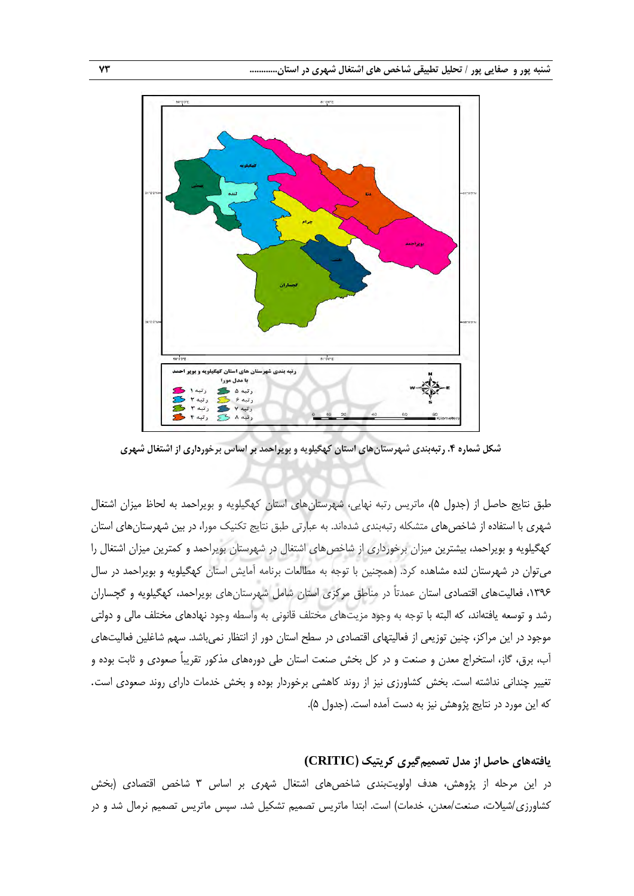شکل شماره ۴. رتبه‌بندی شهرستان‌های استان کهگیلویه و بویراحمد بر اساس برخورداری از اشتغال شهری

طبق نتایج حاصل از (جدول ۵)، ماتریس رتبه نهایی، شهرستان‌های استان کهگیلویه و بویراحمد به لحاظ میزان اشتغال شهری با استفاده از شاخص‌های متشکله رتبه‌بندی شده‌اند. به عبارتی طبق نتایج تکنیک مورا، در بین شهرستان‌های استان کهگیلویه و بویراحمد، بیشترین میزان برخورداری از شاخص‌های اشتغال در شهرستان بویراحمد و کمترین میزان اشتغال را می‌توان در شهرستان لنده مشاهده کرد. (همچنین با توجه به مطالعات برنامه آمایش استان کهگیلویه و بویراحمد در سال ۱۳۹۶، فعالیت‌های اقتصادی استان عمدتاً در مناطق مرکزی استان شامل شهرستان‌های بویراحمد، کهگیلویه و گچساران رشد و توسعه یافته‌اند، که البته با توجه به وجود مزیت‌های مختلف قانونی به واسطه وجود نهادهای مختلف مالی و دولتی موجود در این مراکز، چنین توزیعی از فعالیتهای اقتصادی در سطح استان دور از انتظار نمی‌باشد. سهم شاغلین فعالیت‌های آب، برق، گاز، استخراج معدن و صنعت و در کل بخش صنعت استان طی دوره‌های مذکور تقریباً صعودی و ثابت بوده و تغییر چندانی نداشته است. بخش کشاورزی نیز از روند کاهشی برخوردار بوده و بخش خدمات دارای روند صعودی است. که این مورد در نتایج پژوهش نیز به دست آمده است. (جدول ۵).

### یافته‌های حاصل از مدل تصمیم‌گیری کریتیک (CRITIC)

در این مرحله از پژوهش، هدف اولویت‌بندی شاخص‌های اشتغال شهری بر اساس ۳ شاخص اقتصادی (بخش کشاورزی/شیلات، صنعت/معدن، خدمات) است. ابتدا ماتریس تصمیم تشکیل شد. سپس ماتریس تصمیم نرمال شد و در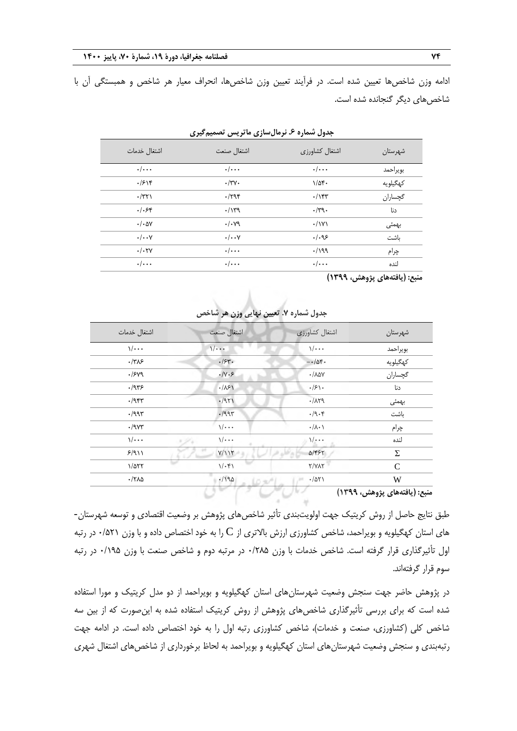ادامه وزن شاخص‌ها تعیین شده است. در فرآیند تعیین وزن شاخص‌ها، انحراف معیار هر شاخص و همبستگی آن با شاخص‌های دیگر گنجانده شده است.

**جدول شماره ۶. نرمال‌سازی ماتریس تصمیم‌گیری**

| شهرستان | اشتغال کشاورزی | اشتغال صنعت | اشتغال خدمات |
| --- | --- | --- | --- |
| بویراحمد | ۰/۰۰۰ | ۰/۰۰۰ | ۰/۰۰۰ |
| کهگیلویه | ۱/۵۴۰ | ۰/۳۷۰ | ۰/۶۱۴ |
| گچساران | ۰/۱۴۳ | ۰/۲۹۴ | ۰/۳۲۱ |
| دنا | ۰/۳۹۰ | ۰/۱۳۹ | ۰/۰۶۴ |
| بهمئی | ۰/۱۷۱ | ۰/۰۷۹ | ۰/۰۵۷ |
| باشت | ۰/۰۹۶ | ۰/۰۰۷ | ۰/۰۰۷ |
| چرام | ۰/۱۹۹ | ۰/۰۰۰ | ۰/۰۲۷ |
| لنده | ۰/۰۰۰ | ۰/۰۰۰ | ۰/۰۰۰ |

**منبع: (یافته‌های پژوهش، ۱۳۹۹)**

**جدول شماره ۷. تعیین نهایی وزن هر شاخص**

| شهرستان | اشتغال کشاورزی | اشتغال صنعت | اشتغال خدمات |
| --- | --- | --- | --- |
| بویراحمد | ۱/۰۰۰ | ۱/۰۰۰ | ۱/۰۰۰ |
| کهگیلویه | -۰/۵۴۰ | ۰/۶۳۰ | ۰/۳۸۶ |
| گچساران | ۰/۸۵۷ | ۰/۷۰۶ | ۰/۶۷۹ |
| دنا | ۰/۶۱۰ | ۰/۸۶۱ | ۰/۹۳۶ |
| بهمئی | ۰/۸۲۹ | ۰/۹۲۱ | ۰/۹۴۳ |
| باشت | ۰/۹۰۴ | ۰/۹۹۳ | ۰/۹۹۳ |
| چرام | ۰/۸۰۱ | ۱/۰۰۰ | ۰/۹۷۳ |
| لنده | ۱/۰۰۰ | ۱/۰۰۰ | ۱/۰۰۰ |
| Σ | ۵/۴۶۲ | ۷/۱۱۲ | ۶/۹۱۱ |
| C | ۲/۷۸۲ | ۱/۰۴۱ | ۱/۵۲۲ |
| W | ۰/۵۲۱ | ۰/۱۹۵ | ۰/۲۸۵ |

**منبع: (یافته‌های پژوهش، ۱۳۹۹)**

طبق نتایج حاصل از روش کریتیک جهت اولویت‌بندی تأثیر شاخص‌های پژوهش بر وضعیت اقتصادی و توسعه شهرستان‌های استان کهگیلویه و بویراحمد، شاخص کشاورزی ارزش بالاتری از $C$ را به خود اختصاص داده و با وزن ۰/۵۲۱ در رتبه اول تأثیرگذاری قرار گرفته است. شاخص خدمات با وزن ۰/۲۸۵ در مرتبه دوم و شاخص صنعت با وزن ۰/۱۹۵ در رتبه سوم قرار گرفته‌اند.

در پژوهش حاضر جهت سنجش وضعیت شهرستان‌های استان کهگیلویه و بویراحمد از دو مدل کریتیک و مورا استفاده شده است که برای بررسی تأثیرگذاری شاخص‌های پژوهش از روش کریتیک استفاده شده به این‌صورت که از بین سه شاخص کلی (کشاورزی، صنعت و خدمات)، شاخص کشاورزی رتبه اول را به خود اختصاص داده است. در ادامه جهت رتبه‌بندی و سنجش وضعیت شهرستان‌های استان کهگیلویه و بویراحمد به لحاظ برخورداری از شاخص‌های اشتغال شهری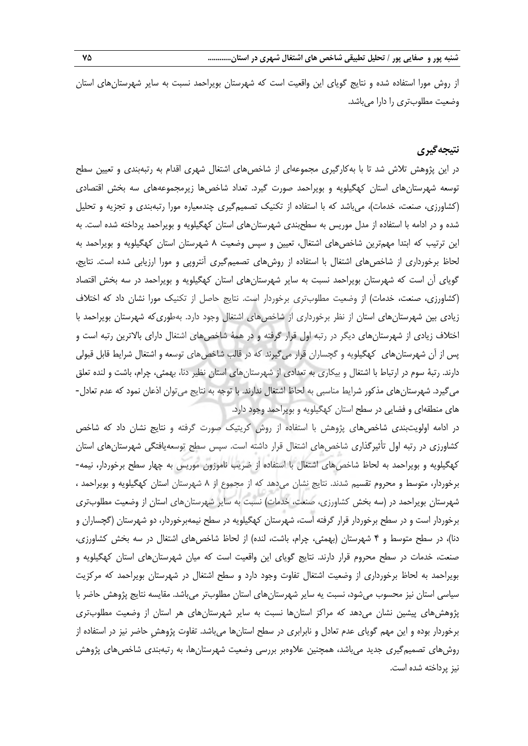از روش مورا استفاده شده و نتایج گویای این واقعیت است که شهرستان بویراحمد نسبت به سایر شهرستان‌های استان وضعیت مطلوب‌تری را دارا می‌باشد.

## نتیجه‌گیری

در این پژوهش تلاش شد تا با به‌کارگیری مجموعه‌ای از شاخص‌های اشتغال شهری اقدام به رتبه‌بندی و تعیین سطح توسعه شهرستان‌های استان کهگیلویه و بویراحمد صورت گیرد. تعداد شاخص‌ها زیرمجموعه‌های سه بخش اقتصادی (کشاورزی، صنعت، خدمات)، می‌باشد که با استفاده از تکنیک تصمیم‌گیری چندمعیاره مورا رتبه‌بندی و تجزیه و تحلیل شده و در ادامه با استفاده از مدل موریس به سطح‌بندی شهرستان‌های استان کهگیلویه و بویراحمد پرداخته شده است. به این ترتیب که ابتدا مهم‌ترین شاخص‌های اشتغال، تعیین و سپس وضعیت ۸ شهرستان استان کهگیلویه و بویراحمد به لحاظ برخورداری از شاخص‌های اشتغال با استفاده از روش‌های تصمیم‌گیری آنتروپی و مورا ارزیابی شده است. نتایج، گویای آن است که شهرستان بویراحمد نسبت به سایر شهرستان‌های استان کهگیلویه و بویراحمد در سه بخش اقتصاد (کشاورزی، صنعت، خدمات) از وضعیت مطلوب‌تری برخوردار است. نتایج حاصل از تکنیک مورا نشان داد که اختلاف زیادی بین شهرستان‌های استان از نظر برخورداری از شاخص‌های اشتغال وجود دارد. به‌طوری‌که شهرستان بویراحمد با اختلاف زیادی از شهرستان‌های دیگر در رتبه اول قرار گرفته و در همهٔ شاخص‌های اشتغال دارای بالاترین رتبه است و پس از آن شهرستان‌های کهگیلویه و گچساران قرار می‌گیرند که در قالب شاخص‌های توسعه و اشتغال شرایط قابل قبولی دارند. رتبهٔ سوم در ارتباط با اشتغال و بیکاری به تعدادی از شهرستان‌های استان نظیر دنا، بهمئی، چرام، باشت و لنده تعلق می‌گیرد. شهرستان‌های مذکور شرایط مناسبی به لحاظ اشتغال ندارند. با توجه به نتایج می‌توان اذعان نمود که عدم تعادل-های منطقه‌ای و فضایی در سطح استان کهگیلویه و بویراحمد وجود دارد.

در ادامه اولویت‌بندی شاخص‌های پژوهش با استفاده از روش کریتیک صورت گرفته و نتایج نشان داد که شاخص کشاورزی در رتبه اول تأثیرگذاری شاخص‌های اشتغال قرار داشته است. سپس سطح توسعه‌یافتگی شهرستان‌های استان کهگیلویه و بویراحمد به لحاظ شاخص‌های اشتغال با استفاده از ضریب ناموزون موریس به چهار سطح برخوردار، نیمه-برخوردار، متوسط و محروم تقسیم شدند. نتایج نشان می‌دهد که از مجموع از ۸ شهرستان استان کهگیلویه و بویراحمد ، شهرستان بویراحمد در (سه بخش کشاورزی، صنعت، خدمات) نسبت به سایر شهرستان‌های استان از وضعیت مطلوب‌تری برخوردار است و در سطح برخوردار قرار گرفته است، شهرستان کهگیلویه در سطح نیمه‌برخوردار، دو شهرستان (گچساران و دنا)، در سطح متوسط و ۴ شهرستان (بهمئی، چرام، باشت، لنده) از لحاظ شاخص‌های اشتغال در سه بخش کشاورزی، صنعت، خدمات در سطح محروم قرار دارند. نتایج گویای این واقعیت است که میان شهرستان‌های استان کهگیلویه و بویراحمد به لحاظ برخورداری از وضعیت اشتغال تفاوت وجود دارد و سطح اشتغال در شهرستان بویراحمد که مرکزیت سیاسی استان نیز محسوب می‌شود، نسبت یه سایر شهرستان‌های استان مطلوب‌تر می‌باشد. مقایسه نتایج پژوهش حاضر با پژوهش‌های پیشین نشان می‌دهد که مراکز استان‌ها نسبت به سایر شهرستان‌های هر استان از وضعیت مطلوب‌تری برخوردار بوده و این مهم گویای عدم تعادل و نابرابری در سطح استان‌ها می‌باشد. تفاوت پژوهشِ حاضر نیز در استفاده از روش‌های تصمیم‌گیری جدید می‌باشد، همچنین علاوه‌بر بررسی وضعیت شهرستان‌ها، به رتبه‌بندی شاخص‌های پژوهش نیز پرداخته شده است.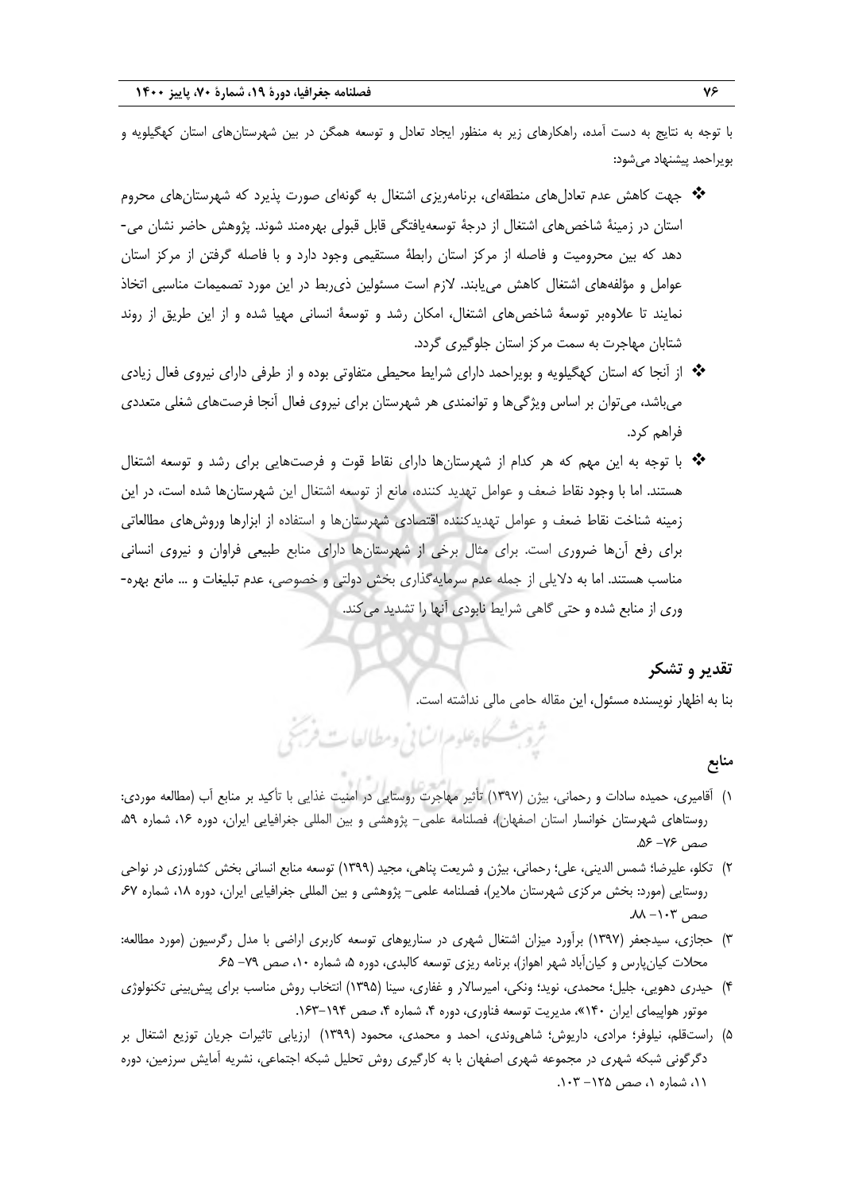با توجه به نتایج به دست آمده، راهکارهای زیر به منظور ایجاد تعادل و توسعه همگن در بین شهرستان‌های استان کهگیلویه و بویراحمد پیشنهاد می‌شود:

- جهت کاهش عدم تعادل‌های منطقه‌ای، برنامه‌ریزی اشتغال به گونه‌ای صورت پذیرد که شهرستان‌های محروم استان در زمینهٔ شاخص‌های اشتغال از درجهٔ توسعه‌یافتگی قابل قبولی بهره‌مند شوند. پژوهش حاضر نشان می‌دهد که بین محرومیت و فاصله از مرکز استان رابطهٔ مستقیمی وجود دارد و با فاصله گرفتن از مرکز استان عوامل و مؤلفه‌های اشتغال کاهش می‌یابند. لازم است مسئولین ذی‌ربط در این مورد تصمیمات مناسبی اتخاذ نمایند تا علاوه‌بر توسعهٔ شاخص‌های اشتغال، امکان رشد و توسعهٔ انسانی مهیا شده و از این طریق از روند شتابان مهاجرت به سمت مرکز استان جلوگیری گردد.
- از آنجا که استان کهگیلویه و بویراحمد دارای شرایط محیطی متفاوتی بوده و از طرفی دارای نیروی فعال زیادی می‌باشد، می‌توان بر اساس ویژگی‌ها و توانمندی هر شهرستان برای نیروی فعال آنجا فرصت‌های شغلی متعددی فراهم کرد.
- با توجه به این مهم که هر کدام از شهرستان‌ها دارای نقاط قوت و فرصت‌هایی برای رشد و توسعه اشتغال هستند. اما با وجود نقاط ضعف و عوامل تهدید کننده، مانع از توسعه اشتغال این شهرستان‌ها شده است، در این زمینه شناخت نقاط ضعف و عوامل تهدیدکننده اقتصادی شهرستان‌ها و استفاده از ابزارها وروش‌های مطالعاتی برای رفع آن‌ها ضروری است. برای مثال برخی از شهرستان‌ها دارای منابع طبیعی فراوان و نیروی انسانی مناسب هستند. اما به دلایلی از جمله عدم سرمایه‌گذاری بخش دولتی و خصوصی، عدم تبلیغات و ... مانع بهره‌وری از منابع شده و حتی گاهی شرایط نابودی آنها را تشدید می‌کند.

## تقدیر و تشکر

بنا به اظهار نویسنده مسئول، این مقاله حامی مالی نداشته است.

## منابع

۱) آقامیری، حمیده سادات و رحمانی، بیژن (۱۳۹۷) تأثیر مهاجرت روستایی در امنیت غذایی با تأکید بر منابع آب (مطالعه موردی: روستاهای شهرستان خوانسار استان اصفهان)، فصلنامه علمی- پژوهشی و بین المللی جغرافیایی ایران، دوره ۱۶، شماره ۵۹، صص ۷۶- ۵۶.

۲) تکلو، علیرضا؛ شمس الدینی، علی؛ رحمانی، بیژن و شریعت پناهی، مجید (۱۳۹۹) توسعه منابع انسانی بخش کشاورزی در نواحی روستایی (مورد: بخش مرکزی شهرستان ملایر)، فصلنامه علمی- پژوهشی و بین المللی جغرافیایی ایران، دوره ۱۸، شماره ۶۷، صص ۱۰۳- ۸۸.

۳) حجازی، سیدجعفر (۱۳۹۷) برآورد میزان اشتغال شهری در سناریوهای توسعه کاربری اراضی با مدل رگرسیون (مورد مطالعه: محلات کیان‌پارس و کیان‌آباد شهر اهواز)، برنامه ریزی توسعه کالبدی، دوره ۵، شماره ۱۰، صص ۷۹- ۶۵.

۴) حیدری دهویی، جلیل؛ محمدی، نوید؛ ونکی، امیرسالار و غفاری، سینا (۱۳۹۵) انتخاب روش مناسب برای پیش‌بینی تکنولوژی موتور هواپیمای ایران ۱۴۰»، مدیریت توسعه فناوری، دوره ۴، شماره ۴، صص ۱۹۴-۱۶۳.

۵) راست‌قلم، نیلوفر؛ مرادی، داریوش؛ شاهی‌وندی، احمد و محمدی، محمود (۱۳۹۹) ارزیابی تاثیرات جریان توزیع اشتغال بر دگرگونی شبکه شهری در مجموعه شهری اصفهان با به کارگیری روش تحلیل شبکه اجتماعی، نشریه آمایش سرزمین، دوره ۱۱، شماره ۱، صص ۱۲۵- ۱۰۳.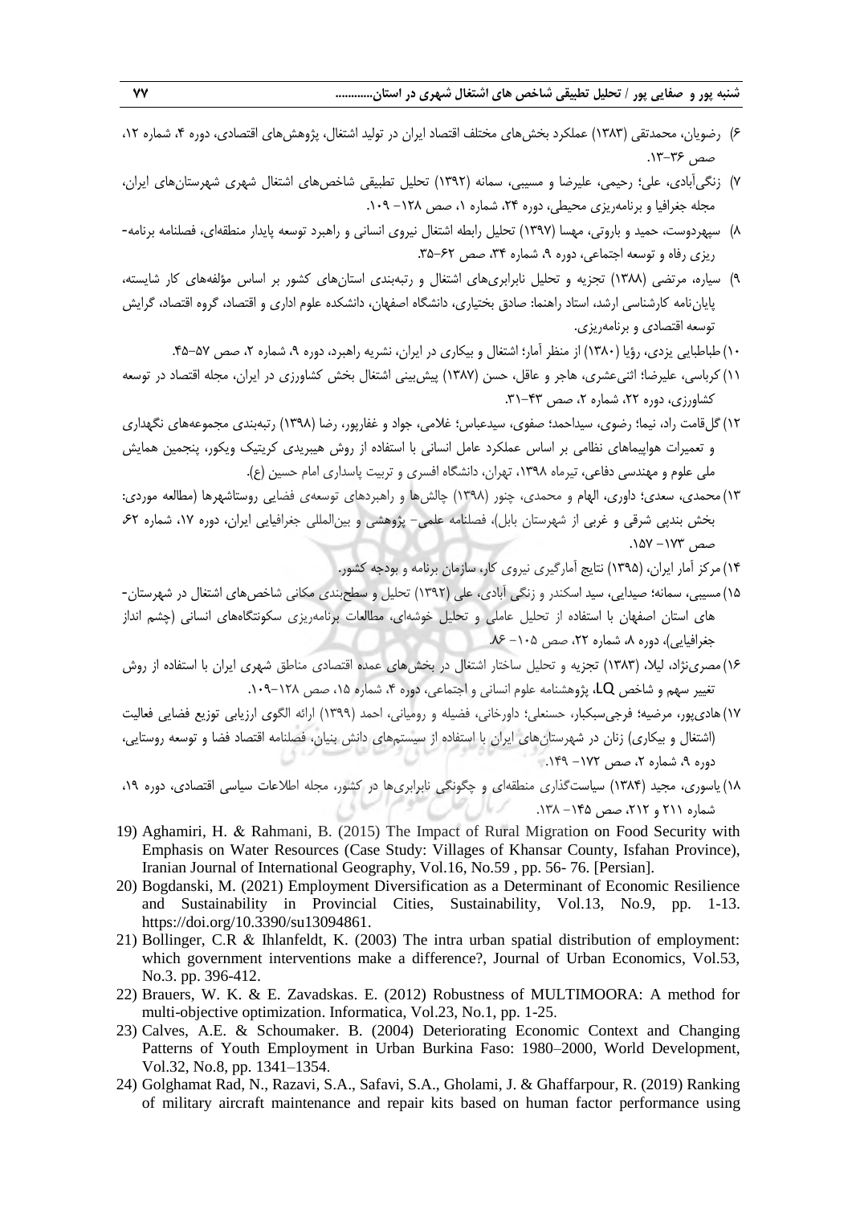۶) رضویان، محمدتقی (۱۳۸۳) عملکرد بخش‌های مختلف اقتصاد ایران در تولید اشتغال، پژوهش‌های اقتصادی، دوره ۴، شماره ۱۲، صص ۳۶-۱۳.

۷) زنگی‌آبادی، علی؛ رحیمی، علیرضا و مسیبی، سمانه (۱۳۹۲) تحلیل تطبیقی شاخص‌های اشتغال شهری شهرستان‌های ایران، مجله جغرافیا و برنامه‌ریزی محیطی، دوره ۲۴، شماره ۱، صص ۱۲۸- ۱۰۹.

۸) سپهردوست، حمید و باروتی، مهسا (۱۳۹۷) تحلیل رابطه اشتغال نیروی انسانی و راهبرد توسعه پایدار منطقه‌ای، فصلنامه برنامه-ریزی رفاه و توسعه اجتماعی، دوره ۹، شماره ۳۴، صص ۶۲-۳۵.

۹) سیاره، مرتضی (۱۳۸۸) تجزیه و تحلیل نابرابری‌های اشتغال و رتبه‌بندی استان‌های کشور بر اساس مؤلفه‌های کار شایسته، پایان‌نامه کارشناسی ارشد، استاد راهنما: صادق بختیاری، دانشگاه اصفهان، دانشکده علوم اداری و اقتصاد، گروه اقتصاد، گرایش توسعه اقتصادی و برنامه‌ریزی.

۱۰) طباطبایی یزدی، رؤیا (۱۳۸۰) از منظر آمار؛ اشتغال و بیکاری در ایران، نشریه راهبرد، دوره ۹، شماره ۲، صص ۵۷-۴۵.

۱۱) کرباسی، علیرضا؛ اثنی‌عشری، هاجر و عاقل، حسن (۱۳۸۷) پیش‌بینی اشتغال بخش کشاورزی در ایران، مجله اقتصاد در توسعه کشاورزی، دوره ۲۲، شماره ۲، صص ۴۳-۳۱.

۱۲) گل‌قامت راد، نیما؛ رضوی، سیداحمد؛ صفوی، سیدعباس؛ غلامی، جواد و غفارپور، رضا (۱۳۹۸) رتبه‌بندی مجموعه‌های نگهداری و تعمیرات هواپیماهای نظامی بر اساس عملکرد عامل انسانی با استفاده از روش هیبریدی کریتیک ویکور، پنجمین همایش ملی علوم و مهندسی دفاعی، تیرماه ۱۳۹۸، تهران، دانشگاه افسری و تربیت پاسداری امام حسین (ع).

۱۳) محمدی، سعدی؛ داوری، الهام و محمدی، چنور (۱۳۹۸) چالش‌ها و راهبردهای توسعه‌ی فضایی روستاشهرها (مطالعه موردی: بخش بندپی شرقی و غربی از شهرستان بابل)، فصلنامه علمی- پژوهشی و بین‌المللی جغرافیایی ایران، دوره ۱۷، شماره ۶۲، صص ۱۷۳- ۱۵۷.

۱۴) مرکز آمار ایران، (۱۳۹۵) نتایج آمارگیری نیروی کار، سازمان برنامه و بودجه کشور.

۱۵) مسیبی، سمانه؛ صیدایی، سید اسکندر و زنگی آبادی، علی (۱۳۹۲) تحلیل و سطح‌بندی مکانی شاخص‌های اشتغال در شهرستان-های استان اصفهان با استفاده از تحلیل عاملی و تحلیل خوشه‌ای، مطالعات برنامه‌ریزی سکونتگاه‌های انسانی (چشم انداز جغرافیایی)، دوره ۸، شماره ۲۲، صص ۱۰۵- ۸۶.

۱۶) مصری‌نژاد، لیلا، (۱۳۸۳) تجزیه و تحلیل ساختار اشتغال در بخش‌های عمده اقتصادی مناطق شهری ایران با استفاده از روش تغییر سهم و شاخص LQ، پژوهشنامه علوم انسانی و اجتماعی، دوره ۴، شماره ۱۵، صص ۱۲۸-۱۰۹.

۱۷) هادی‌پور، مرضیه؛ فرجی‌سبکبار، حسنعلی؛ داورخانی، فضیله و رومیانی، احمد (۱۳۹۹) ارائه الگوی ارزیابی توزیع فضایی فعالیت (اشتغال و بیکاری) زنان در شهرستان‌های ایران با استفاده از سیستم‌های دانش بنیان، فصلنامه اقتصاد فضا و توسعه روستایی، دوره ۹، شماره ۲، صص ۱۷۲- ۱۴۹.

۱۸) یاسوری، مجید (۱۳۸۴) سیاست‌گذاری منطقه‌ای و چگونگی نابرابری‌ها در کشور، مجله اطلاعات سیاسی اقتصادی، دوره ۱۹، شماره ۲۱۱ و ۲۱۲، صص ۱۴۵- ۱۳۸.

19) Aghamiri, H. & Rahmani, B. (2015) The Impact of Rural Migration on Food Security with Emphasis on Water Resources (Case Study: Villages of Khansar County, Isfahan Province), Iranian Journal of International Geography, Vol.16, No.59 , pp. 56- 76. [Persian].

20) Bogdanski, M. (2021) Employment Diversification as a Determinant of Economic Resilience and Sustainability in Provincial Cities, Sustainability, Vol.13, No.9, pp. 1-13. https://doi.org/10.3390/su13094861.

21) Bollinger, C.R & Ihlanfeldt, K. (2003) The intra urban spatial distribution of employment: which government interventions make a difference?, Journal of Urban Economics, Vol.53, No.3. pp. 396-412.

22) Brauers, W. K. & E. Zavadskas. E. (2012) Robustness of MULTIMOORA: A method for multi-objective optimization. Informatica, Vol.23, No.1, pp. 1-25.

23) Calves, A.E. & Schoumaker. B. (2004) Deteriorating Economic Context and Changing Patterns of Youth Employment in Urban Burkina Faso: 1980–2000, World Development, Vol.32, No.8, pp. 1341–1354.

24) Golghamat Rad, N., Razavi, S.A., Safavi, S.A., Gholami, J. & Ghaffarpour, R. (2019) Ranking of military aircraft maintenance and repair kits based on human factor performance using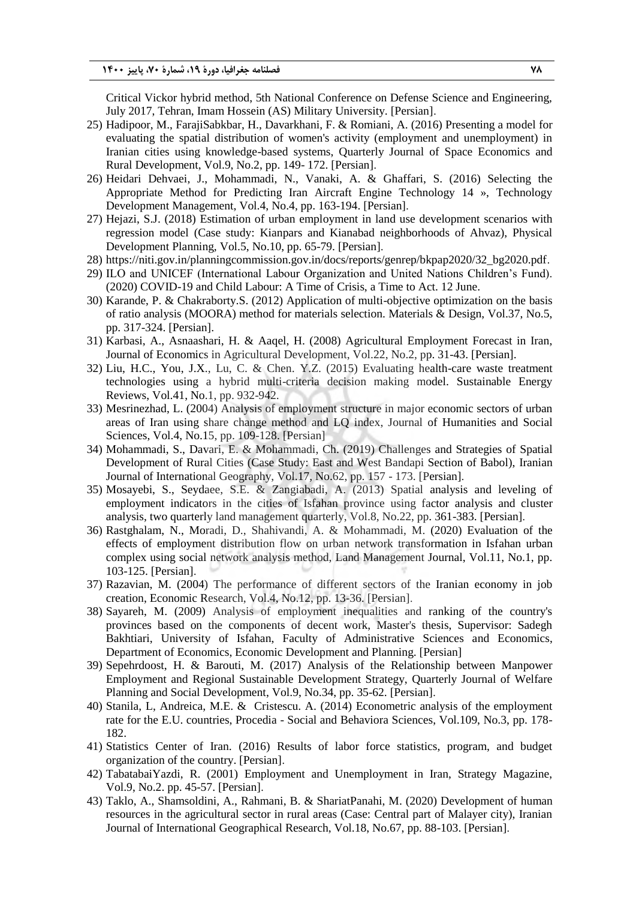Critical Vickor hybrid method, 5th National Conference on Defense Science and Engineering, July 2017, Tehran, Imam Hossein (AS) Military University. [Persian].

25) Hadipoor, M., FarajiSabkbar, H., Davarkhani, F. & Romiani, A. (2016) Presenting a model for evaluating the spatial distribution of women's activity (employment and unemployment) in Iranian cities using knowledge-based systems, Quarterly Journal of Space Economics and Rural Development, Vol.9, No.2, pp. 149- 172. [Persian].
26) Heidari Dehvaei, J., Mohammadi, N., Vanaki, A. & Ghaffari, S. (2016) Selecting the Appropriate Method for Predicting Iran Aircraft Engine Technology 14 », Technology Development Management, Vol.4, No.4, pp. 163-194. [Persian].
27) Hejazi, S.J. (2018) Estimation of urban employment in land use development scenarios with regression model (Case study: Kianpars and Kianabad neighborhoods of Ahvaz), Physical Development Planning, Vol.5, No.10, pp. 65-79. [Persian].
28) https://niti.gov.in/planningcommission.gov.in/docs/reports/genrep/bkpap2020/32_bg2020.pdf.
29) ILO and UNICEF (International Labour Organization and United Nations Children's Fund). (2020) COVID-19 and Child Labour: A Time of Crisis, a Time to Act. 12 June.
30) Karande, P. & Chakraborty.S. (2012) Application of multi-objective optimization on the basis of ratio analysis (MOORA) method for materials selection. Materials & Design, Vol.37, No.5, pp. 317-324. [Persian].
31) Karbasi, A., Asnaashari, H. & Aaqel, H. (2008) Agricultural Employment Forecast in Iran, Journal of Economics in Agricultural Development, Vol.22, No.2, pp. 31-43. [Persian].
32) Liu, H.C., You, J.X., Lu, C. & Chen. Y.Z. (2015) Evaluating health-care waste treatment technologies using a hybrid multi-criteria decision making model. Sustainable Energy Reviews, Vol.41, No.1, pp. 932-942.
33) Mesrinezhad, L. (2004) Analysis of employment structure in major economic sectors of urban areas of Iran using share change method and LQ index, Journal of Humanities and Social Sciences, Vol.4, No.15, pp. 109-128. [Persian]
34) Mohammadi, S., Davari, E. & Mohammadi, Ch. (2019) Challenges and Strategies of Spatial Development of Rural Cities (Case Study: East and West Bandapi Section of Babol), Iranian Journal of International Geography, Vol.17, No.62, pp. 157 - 173. [Persian].
35) Mosayebi, S., Seydaee, S.E. & Zangiabadi, A. (2013) Spatial analysis and leveling of employment indicators in the cities of Isfahan province using factor analysis and cluster analysis, two quarterly land management quarterly, Vol.8, No.22, pp. 361-383. [Persian].
36) Rastghalam, N., Moradi, D., Shahivandi, A. & Mohammadi, M. (2020) Evaluation of the effects of employment distribution flow on urban network transformation in Isfahan urban complex using social network analysis method, Land Management Journal, Vol.11, No.1, pp. 103-125. [Persian].
37) Razavian, M. (2004) The performance of different sectors of the Iranian economy in job creation, Economic Research, Vol.4, No.12, pp. 13-36. [Persian].
38) Sayareh, M. (2009) Analysis of employment inequalities and ranking of the country's provinces based on the components of decent work, Master's thesis, Supervisor: Sadegh Bakhtiari, University of Isfahan, Faculty of Administrative Sciences and Economics, Department of Economics, Economic Development and Planning. [Persian]
39) Sepehrdoost, H. & Barouti, M. (2017) Analysis of the Relationship between Manpower Employment and Regional Sustainable Development Strategy, Quarterly Journal of Welfare Planning and Social Development, Vol.9, No.34, pp. 35-62. [Persian].
40) Stanila, L, Andreica, M.E. & Cristescu. A. (2014) Econometric analysis of the employment rate for the E.U. countries, Procedia - Social and Behaviora Sciences, Vol.109, No.3, pp. 178-182.
41) Statistics Center of Iran. (2016) Results of labor force statistics, program, and budget organization of the country. [Persian].
42) TabatabaiYazdi, R. (2001) Employment and Unemployment in Iran, Strategy Magazine, Vol.9, No.2. pp. 45-57. [Persian].
43) Taklo, A., Shamsoldini, A., Rahmani, B. & ShariatPanahi, M. (2020) Development of human resources in the agricultural sector in rural areas (Case: Central part of Malayer city), Iranian Journal of International Geographical Research, Vol.18, No.67, pp. 88-103. [Persian].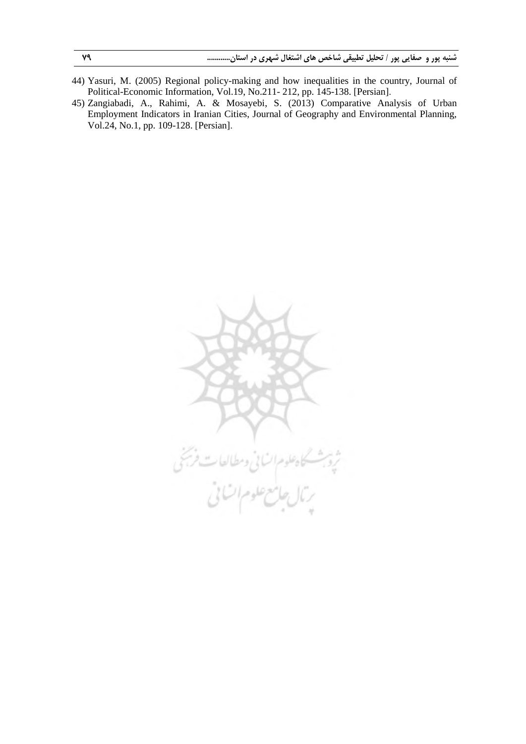44) Yasuri, M. (2005) Regional policy-making and how inequalities in the country, Journal of Political-Economic Information, Vol.19, No.211- 212, pp. 145-138. [Persian].
45) Zangiabadi, A., Rahimi, A. & Mosayebi, S. (2013) Comparative Analysis of Urban Employment Indicators in Iranian Cities, Journal of Geography and Environmental Planning, Vol.24, No.1, pp. 109-128. [Persian].